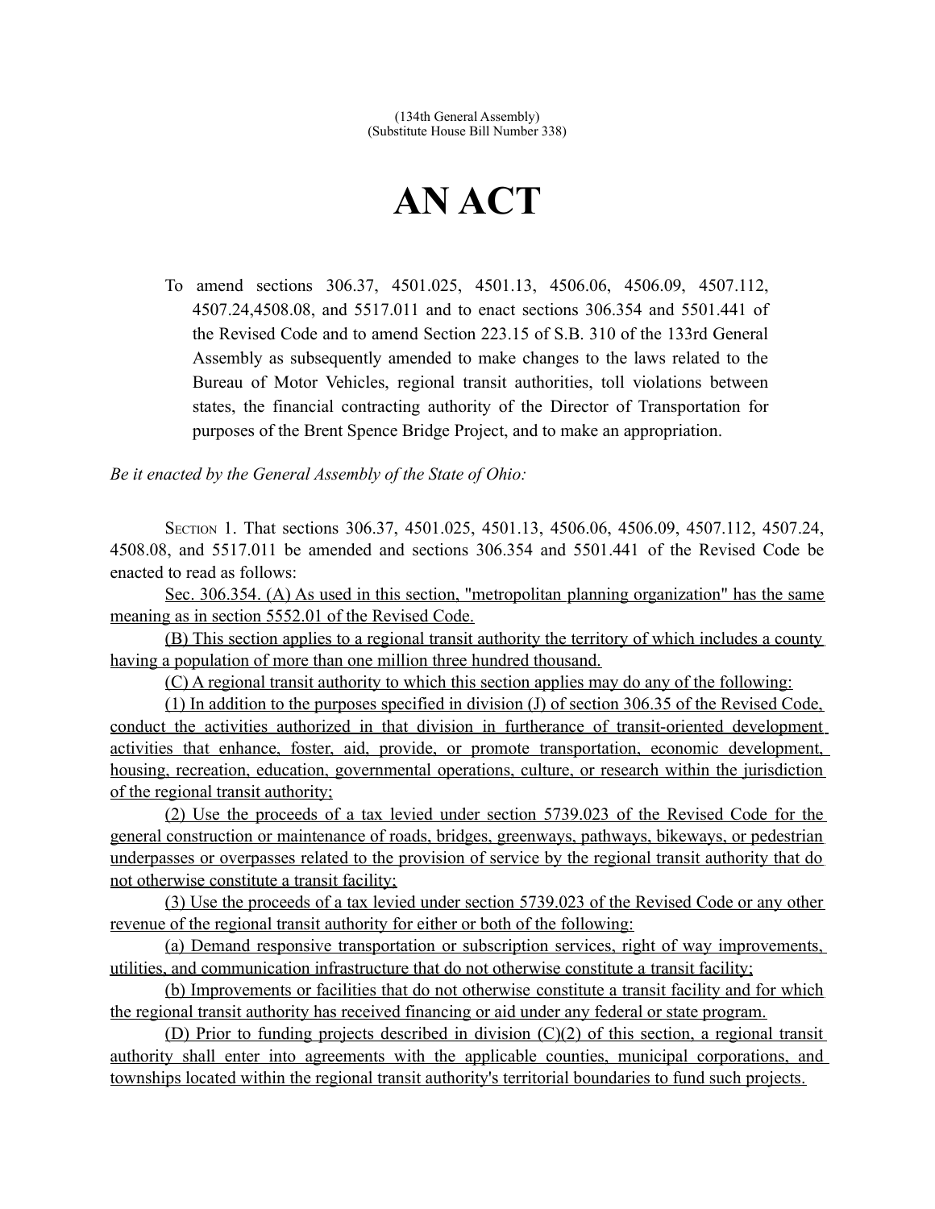(134th General Assembly)
(Substitute House Bill Number 338)

# AN ACT

To amend sections 306.37, 4501.025, 4501.13, 4506.06, 4506.09, 4507.112, 4507.24,4508.08, and 5517.011 and to enact sections 306.354 and 5501.441 of the Revised Code and to amend Section 223.15 of S.B. 310 of the 133rd General Assembly as subsequently amended to make changes to the laws related to the Bureau of Motor Vehicles, regional transit authorities, toll violations between states, the financial contracting authority of the Director of Transportation for purposes of the Brent Spence Bridge Project, and to make an appropriation.

*Be it enacted by the General Assembly of the State of Ohio:*

SECTION 1. That sections 306.37, 4501.025, 4501.13, 4506.06, 4506.09, 4507.112, 4507.24, 4508.08, and 5517.011 be amended and sections 306.354 and 5501.441 of the Revised Code be enacted to read as follows:

Sec. 306.354. (A) As used in this section, "metropolitan planning organization" has the same meaning as in section 5552.01 of the Revised Code.

(B) This section applies to a regional transit authority the territory of which includes a county having a population of more than one million three hundred thousand.

(C) A regional transit authority to which this section applies may do any of the following:

(1) In addition to the purposes specified in division (J) of section 306.35 of the Revised Code, conduct the activities authorized in that division in furtherance of transit-oriented development activities that enhance, foster, aid, provide, or promote transportation, economic development, housing, recreation, education, governmental operations, culture, or research within the jurisdiction of the regional transit authority;

(2) Use the proceeds of a tax levied under section 5739.023 of the Revised Code for the general construction or maintenance of roads, bridges, greenways, pathways, bikeways, or pedestrian underpasses or overpasses related to the provision of service by the regional transit authority that do not otherwise constitute a transit facility;

(3) Use the proceeds of a tax levied under section 5739.023 of the Revised Code or any other revenue of the regional transit authority for either or both of the following:

(a) Demand responsive transportation or subscription services, right of way improvements, utilities, and communication infrastructure that do not otherwise constitute a transit facility;

(b) Improvements or facilities that do not otherwise constitute a transit facility and for which the regional transit authority has received financing or aid under any federal or state program.

(D) Prior to funding projects described in division (C)(2) of this section, a regional transit authority shall enter into agreements with the applicable counties, municipal corporations, and townships located within the regional transit authority's territorial boundaries to fund such projects.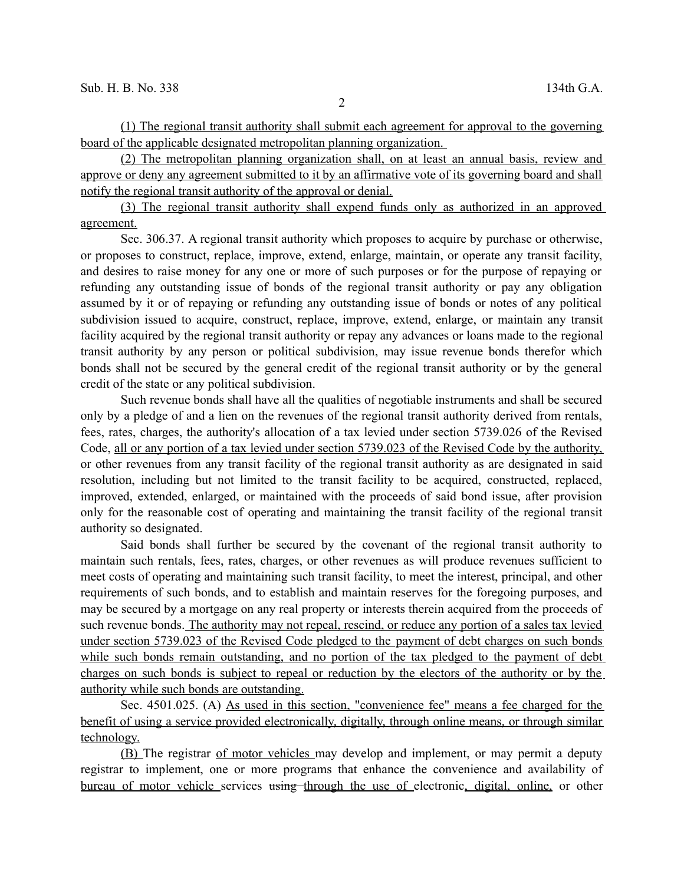(1) The regional transit authority shall submit each agreement for approval to the governing board of the applicable designated metropolitan planning organization.

(2) The metropolitan planning organization shall, on at least an annual basis, review and approve or deny any agreement submitted to it by an affirmative vote of its governing board and shall notify the regional transit authority of the approval or denial.

(3) The regional transit authority shall expend funds only as authorized in an approved agreement.

Sec. 306.37. A regional transit authority which proposes to acquire by purchase or otherwise, or proposes to construct, replace, improve, extend, enlarge, maintain, or operate any transit facility, and desires to raise money for any one or more of such purposes or for the purpose of repaying or refunding any outstanding issue of bonds of the regional transit authority or pay any obligation assumed by it or of repaying or refunding any outstanding issue of bonds or notes of any political subdivision issued to acquire, construct, replace, improve, extend, enlarge, or maintain any transit facility acquired by the regional transit authority or repay any advances or loans made to the regional transit authority by any person or political subdivision, may issue revenue bonds therefor which bonds shall not be secured by the general credit of the regional transit authority or by the general credit of the state or any political subdivision.

Such revenue bonds shall have all the qualities of negotiable instruments and shall be secured only by a pledge of and a lien on the revenues of the regional transit authority derived from rentals, fees, rates, charges, the authority's allocation of a tax levied under section 5739.026 of the Revised Code, all or any portion of a tax levied under section 5739.023 of the Revised Code by the authority, or other revenues from any transit facility of the regional transit authority as are designated in said resolution, including but not limited to the transit facility to be acquired, constructed, replaced, improved, extended, enlarged, or maintained with the proceeds of said bond issue, after provision only for the reasonable cost of operating and maintaining the transit facility of the regional transit authority so designated.

Said bonds shall further be secured by the covenant of the regional transit authority to maintain such rentals, fees, rates, charges, or other revenues as will produce revenues sufficient to meet costs of operating and maintaining such transit facility, to meet the interest, principal, and other requirements of such bonds, and to establish and maintain reserves for the foregoing purposes, and may be secured by a mortgage on any real property or interests therein acquired from the proceeds of such revenue bonds. The authority may not repeal, rescind, or reduce any portion of a sales tax levied under section 5739.023 of the Revised Code pledged to the payment of debt charges on such bonds while such bonds remain outstanding, and no portion of the tax pledged to the payment of debt charges on such bonds is subject to repeal or reduction by the electors of the authority or by the authority while such bonds are outstanding.

Sec. 4501.025. (A) As used in this section, "convenience fee" means a fee charged for the benefit of using a service provided electronically, digitally, through online means, or through similar technology.

(B) The registrar of motor vehicles may develop and implement, or may permit a deputy registrar to implement, one or more programs that enhance the convenience and availability of bureau of motor vehicle services ~~using~~ through the use of electronic, digital, online, or other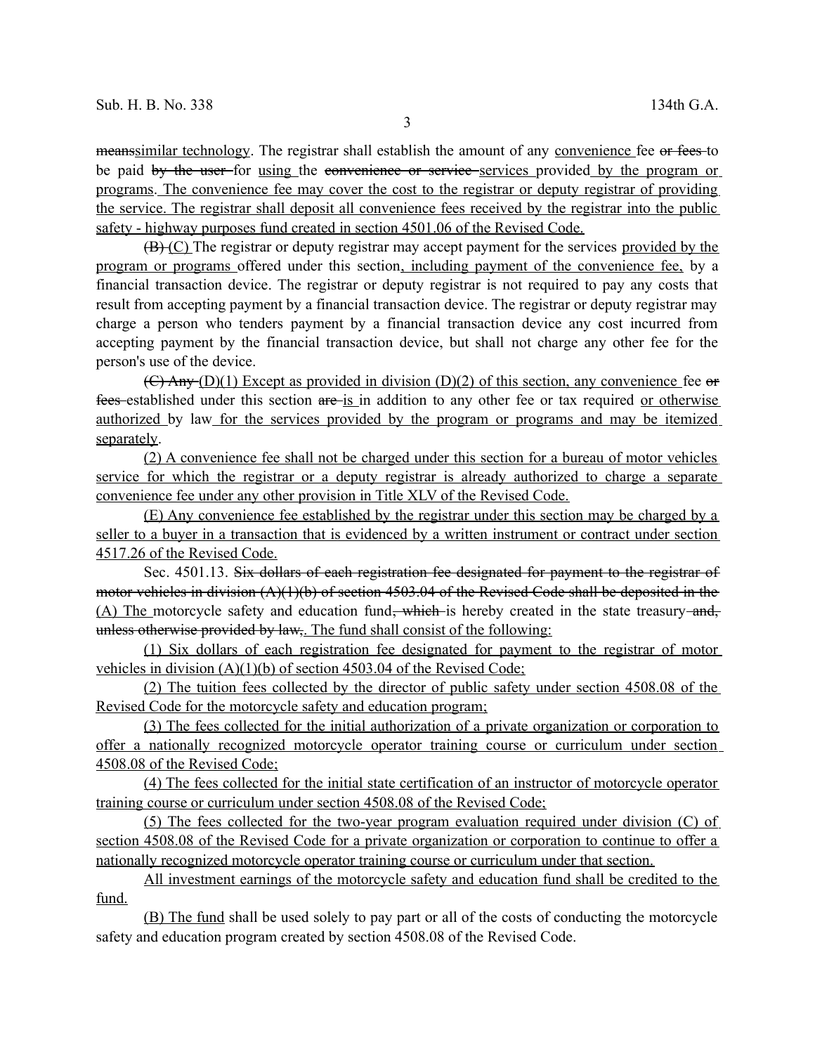~~means~~<u>similar technology</u>. The registrar shall establish the amount of any <u>convenience</u> fee ~~or fees~~ to be paid ~~by the user~~ for <u>using</u> the ~~convenience or service~~ <u>services</u> provided <u>by the program or programs</u>. <u>The convenience fee may cover the cost to the registrar or deputy registrar of providing the service. The registrar shall deposit all convenience fees received by the registrar into the public safety - highway purposes fund created in section 4501.06 of the Revised Code.</u>

~~(B)~~ <u>(C)</u> The registrar or deputy registrar may accept payment for the services <u>provided by the program or programs</u> offered under this section<u>, including payment of the convenience fee,</u> by a financial transaction device. The registrar or deputy registrar is not required to pay any costs that result from accepting payment by a financial transaction device. The registrar or deputy registrar may charge a person who tenders payment by a financial transaction device any cost incurred from accepting payment by the financial transaction device, but shall not charge any other fee for the person's use of the device.

~~(C) Any~~ <u>(D)(1) Except as provided in division (D)(2) of this section, any convenience</u> fee ~~or fees~~ established under this section ~~are~~ <u>is</u> in addition to any other fee or tax required <u>or otherwise authorized</u> by law <u>for the services provided by the program or programs and may be itemized separately</u>.

<u>(2) A convenience fee shall not be charged under this section for a bureau of motor vehicles service for which the registrar or a deputy registrar is already authorized to charge a separate convenience fee under any other provision in Title XLV of the Revised Code.</u>

<u>(E) Any convenience fee established by the registrar under this section may be charged by a seller to a buyer in a transaction that is evidenced by a written instrument or contract under section 4517.26 of the Revised Code.</u>

Sec. 4501.13. ~~Six dollars of each registration fee designated for payment to the registrar of motor vehicles in division (A)(1)(b) of section 4503.04 of the Revised Code shall be deposited in the~~ <u>(A) The</u> motorcycle safety and education fund~~, which~~ is hereby created in the state treasury ~~and, unless otherwise provided by law,~~<u>. The fund shall consist of the following:</u>

<u>(1) Six dollars of each registration fee designated for payment to the registrar of motor vehicles in division (A)(1)(b) of section 4503.04 of the Revised Code;</u>

<u>(2) The tuition fees collected by the director of public safety under section 4508.08 of the Revised Code for the motorcycle safety and education program;</u>

<u>(3) The fees collected for the initial authorization of a private organization or corporation to offer a nationally recognized motorcycle operator training course or curriculum under section 4508.08 of the Revised Code;</u>

<u>(4) The fees collected for the initial state certification of an instructor of motorcycle operator training course or curriculum under section 4508.08 of the Revised Code;</u>

<u>(5) The fees collected for the two-year program evaluation required under division (C) of section 4508.08 of the Revised Code for a private organization or corporation to continue to offer a nationally recognized motorcycle operator training course or curriculum under that section.</u>

<u>All investment earnings of the motorcycle safety and education fund shall be credited to the fund.</u>

<u>(B) The fund</u> shall be used solely to pay part or all of the costs of conducting the motorcycle safety and education program created by section 4508.08 of the Revised Code.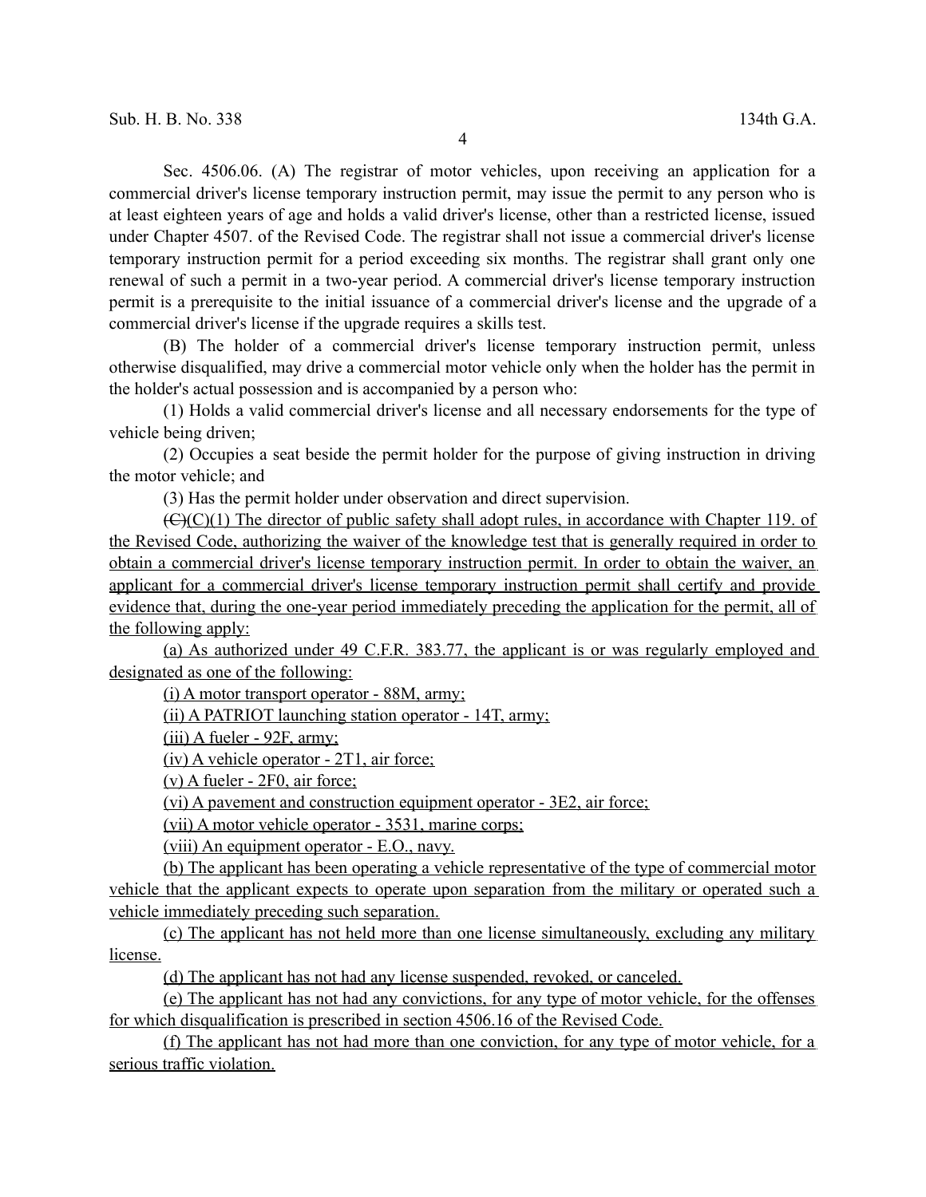Sec. 4506.06. (A) The registrar of motor vehicles, upon receiving an application for a commercial driver's license temporary instruction permit, may issue the permit to any person who is at least eighteen years of age and holds a valid driver's license, other than a restricted license, issued under Chapter 4507. of the Revised Code. The registrar shall not issue a commercial driver's license temporary instruction permit for a period exceeding six months. The registrar shall grant only one renewal of such a permit in a two-year period. A commercial driver's license temporary instruction permit is a prerequisite to the initial issuance of a commercial driver's license and the upgrade of a commercial driver's license if the upgrade requires a skills test.

(B) The holder of a commercial driver's license temporary instruction permit, unless otherwise disqualified, may drive a commercial motor vehicle only when the holder has the permit in the holder's actual possession and is accompanied by a person who:

(1) Holds a valid commercial driver's license and all necessary endorsements for the type of vehicle being driven;

(2) Occupies a seat beside the permit holder for the purpose of giving instruction in driving the motor vehicle; and

(3) Has the permit holder under observation and direct supervision.

~~(C)~~(C)(1) The director of public safety shall adopt rules, in accordance with Chapter 119. of the Revised Code, authorizing the waiver of the knowledge test that is generally required in order to obtain a commercial driver's license temporary instruction permit. In order to obtain the waiver, an applicant for a commercial driver's license temporary instruction permit shall certify and provide evidence that, during the one-year period immediately preceding the application for the permit, all of the following apply:

(a) As authorized under 49 C.F.R. 383.77, the applicant is or was regularly employed and designated as one of the following:

(i) A motor transport operator - 88M, army;

(ii) A PATRIOT launching station operator - 14T, army;

(iii) A fueler - 92F, army;

(iv) A vehicle operator - 2T1, air force;

(v) A fueler - 2F0, air force;

(vi) A pavement and construction equipment operator - 3E2, air force;

(vii) A motor vehicle operator - 3531, marine corps;

(viii) An equipment operator - E.O., navy.

(b) The applicant has been operating a vehicle representative of the type of commercial motor vehicle that the applicant expects to operate upon separation from the military or operated such a vehicle immediately preceding such separation.

(c) The applicant has not held more than one license simultaneously, excluding any military license.

(d) The applicant has not had any license suspended, revoked, or canceled.

(e) The applicant has not had any convictions, for any type of motor vehicle, for the offenses for which disqualification is prescribed in section 4506.16 of the Revised Code.

(f) The applicant has not had more than one conviction, for any type of motor vehicle, for a serious traffic violation.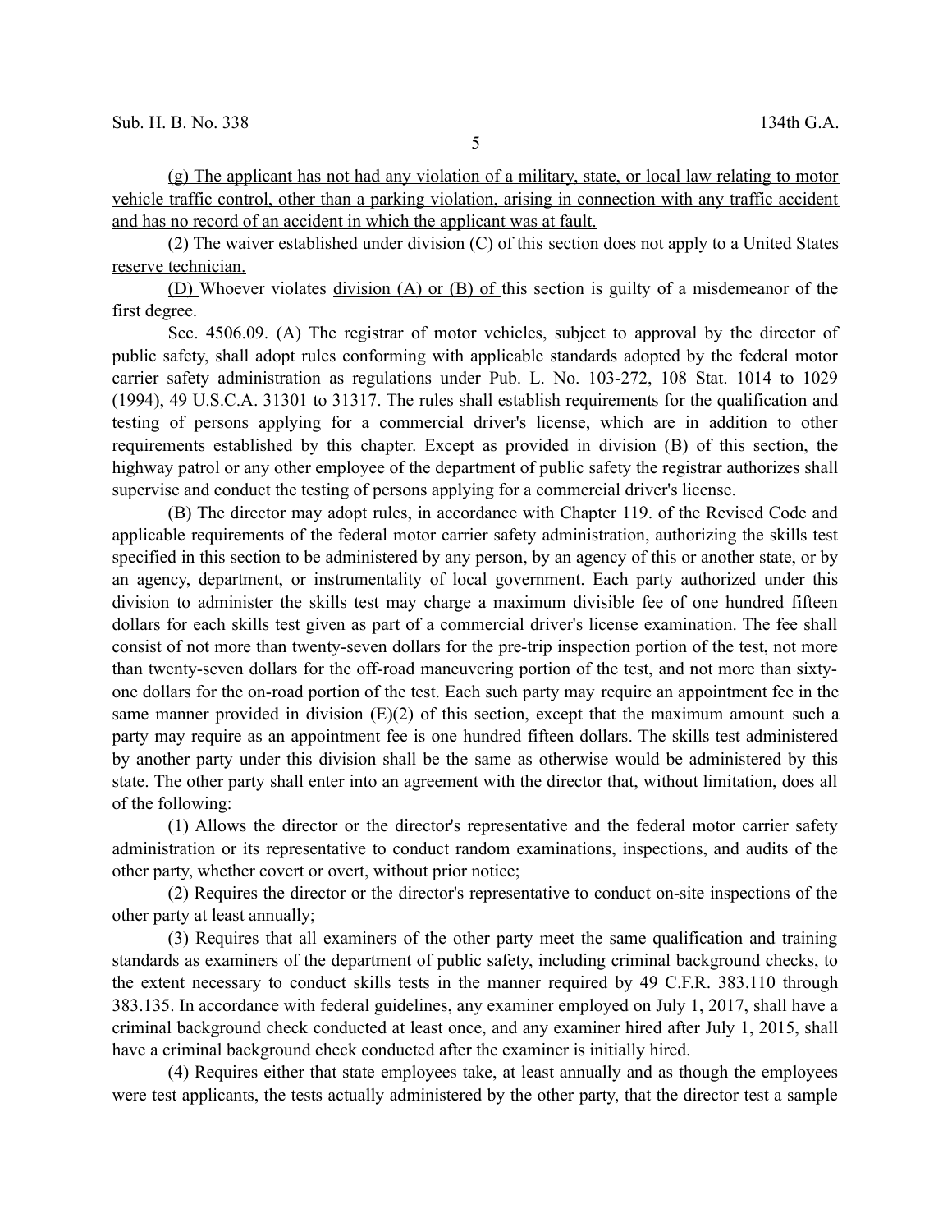(g) The applicant has not had any violation of a military, state, or local law relating to motor vehicle traffic control, other than a parking violation, arising in connection with any traffic accident and has no record of an accident in which the applicant was at fault.

(2) The waiver established under division (C) of this section does not apply to a United States reserve technician.

(D) Whoever violates division (A) or (B) of this section is guilty of a misdemeanor of the first degree.

Sec. 4506.09. (A) The registrar of motor vehicles, subject to approval by the director of public safety, shall adopt rules conforming with applicable standards adopted by the federal motor carrier safety administration as regulations under Pub. L. No. 103-272, 108 Stat. 1014 to 1029 (1994), 49 U.S.C.A. 31301 to 31317. The rules shall establish requirements for the qualification and testing of persons applying for a commercial driver's license, which are in addition to other requirements established by this chapter. Except as provided in division (B) of this section, the highway patrol or any other employee of the department of public safety the registrar authorizes shall supervise and conduct the testing of persons applying for a commercial driver's license.

(B) The director may adopt rules, in accordance with Chapter 119. of the Revised Code and applicable requirements of the federal motor carrier safety administration, authorizing the skills test specified in this section to be administered by any person, by an agency of this or another state, or by an agency, department, or instrumentality of local government. Each party authorized under this division to administer the skills test may charge a maximum divisible fee of one hundred fifteen dollars for each skills test given as part of a commercial driver's license examination. The fee shall consist of not more than twenty-seven dollars for the pre-trip inspection portion of the test, not more than twenty-seven dollars for the off-road maneuvering portion of the test, and not more than sixty-one dollars for the on-road portion of the test. Each such party may require an appointment fee in the same manner provided in division (E)(2) of this section, except that the maximum amount such a party may require as an appointment fee is one hundred fifteen dollars. The skills test administered by another party under this division shall be the same as otherwise would be administered by this state. The other party shall enter into an agreement with the director that, without limitation, does all of the following:

(1) Allows the director or the director's representative and the federal motor carrier safety administration or its representative to conduct random examinations, inspections, and audits of the other party, whether covert or overt, without prior notice;

(2) Requires the director or the director's representative to conduct on-site inspections of the other party at least annually;

(3) Requires that all examiners of the other party meet the same qualification and training standards as examiners of the department of public safety, including criminal background checks, to the extent necessary to conduct skills tests in the manner required by 49 C.F.R. 383.110 through 383.135. In accordance with federal guidelines, any examiner employed on July 1, 2017, shall have a criminal background check conducted at least once, and any examiner hired after July 1, 2015, shall have a criminal background check conducted after the examiner is initially hired.

(4) Requires either that state employees take, at least annually and as though the employees were test applicants, the tests actually administered by the other party, that the director test a sample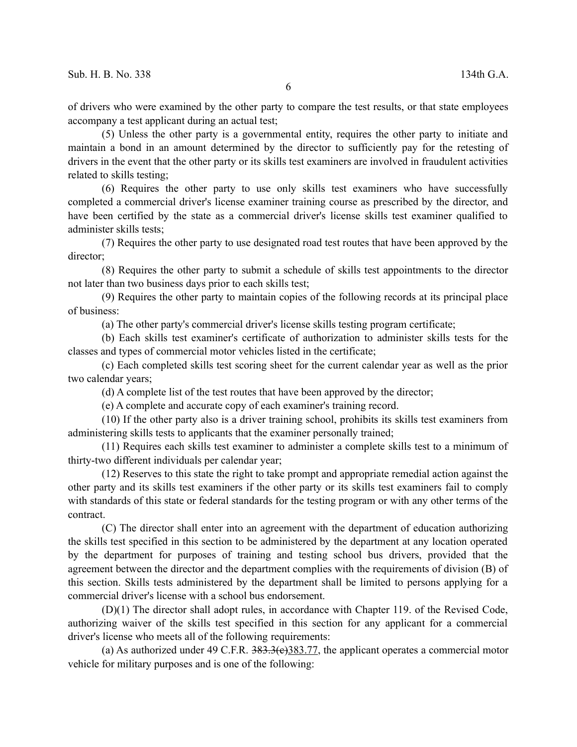of drivers who were examined by the other party to compare the test results, or that state employees accompany a test applicant during an actual test;

(5) Unless the other party is a governmental entity, requires the other party to initiate and maintain a bond in an amount determined by the director to sufficiently pay for the retesting of drivers in the event that the other party or its skills test examiners are involved in fraudulent activities related to skills testing;

(6) Requires the other party to use only skills test examiners who have successfully completed a commercial driver's license examiner training course as prescribed by the director, and have been certified by the state as a commercial driver's license skills test examiner qualified to administer skills tests;

(7) Requires the other party to use designated road test routes that have been approved by the director;

(8) Requires the other party to submit a schedule of skills test appointments to the director not later than two business days prior to each skills test;

(9) Requires the other party to maintain copies of the following records at its principal place of business:

(a) The other party's commercial driver's license skills testing program certificate;

(b) Each skills test examiner's certificate of authorization to administer skills tests for the classes and types of commercial motor vehicles listed in the certificate;

(c) Each completed skills test scoring sheet for the current calendar year as well as the prior two calendar years;

(d) A complete list of the test routes that have been approved by the director;

(e) A complete and accurate copy of each examiner's training record.

(10) If the other party also is a driver training school, prohibits its skills test examiners from administering skills tests to applicants that the examiner personally trained;

(11) Requires each skills test examiner to administer a complete skills test to a minimum of thirty-two different individuals per calendar year;

(12) Reserves to this state the right to take prompt and appropriate remedial action against the other party and its skills test examiners if the other party or its skills test examiners fail to comply with standards of this state or federal standards for the testing program or with any other terms of the contract.

(C) The director shall enter into an agreement with the department of education authorizing the skills test specified in this section to be administered by the department at any location operated by the department for purposes of training and testing school bus drivers, provided that the agreement between the director and the department complies with the requirements of division (B) of this section. Skills tests administered by the department shall be limited to persons applying for a commercial driver's license with a school bus endorsement.

(D)(1) The director shall adopt rules, in accordance with Chapter 119. of the Revised Code, authorizing waiver of the skills test specified in this section for any applicant for a commercial driver's license who meets all of the following requirements:

(a) As authorized under 49 C.F.R. ~~383.3(c)~~383.77, the applicant operates a commercial motor vehicle for military purposes and is one of the following: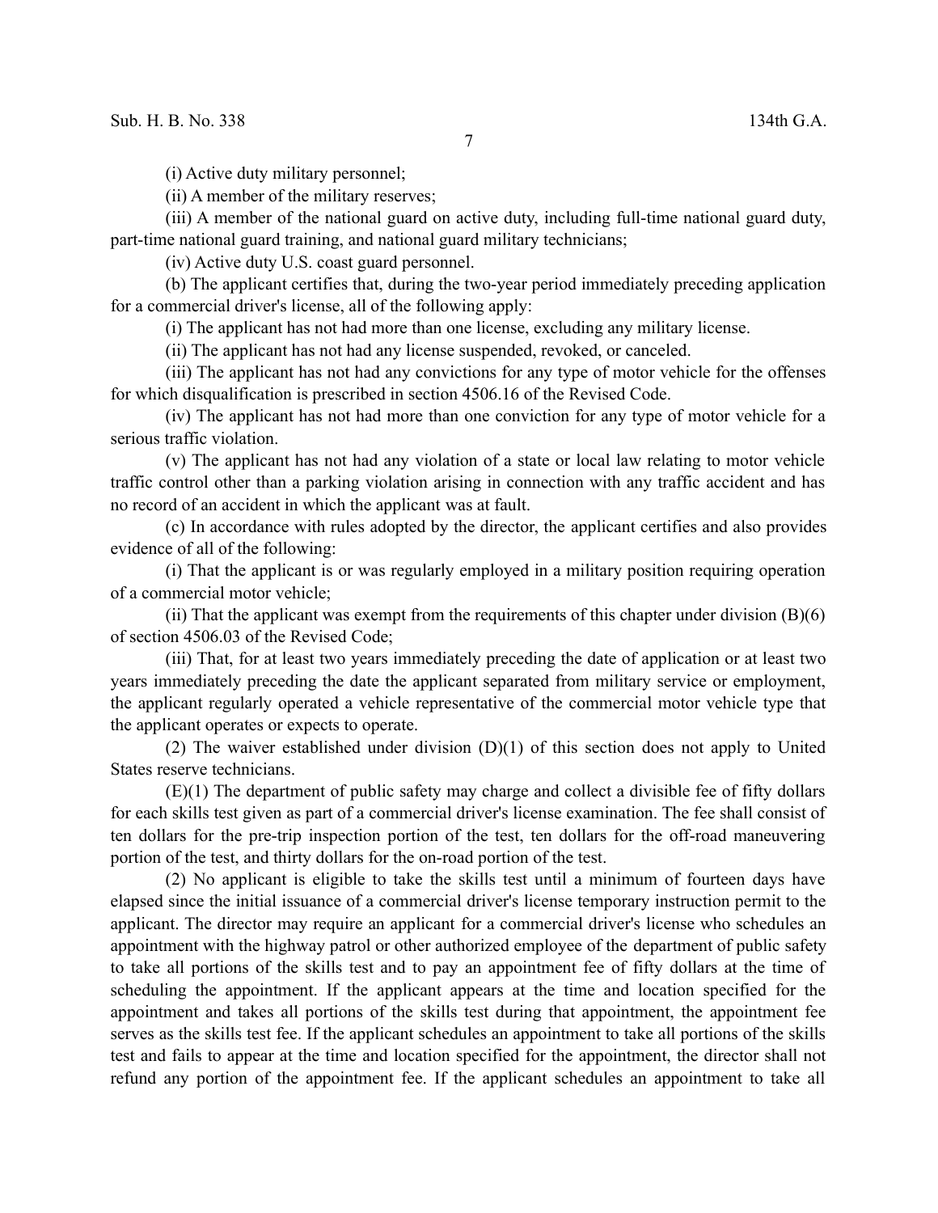(i) Active duty military personnel;

(ii) A member of the military reserves;

(iii) A member of the national guard on active duty, including full-time national guard duty, part-time national guard training, and national guard military technicians;

(iv) Active duty U.S. coast guard personnel.

(b) The applicant certifies that, during the two-year period immediately preceding application for a commercial driver's license, all of the following apply:

(i) The applicant has not had more than one license, excluding any military license.

(ii) The applicant has not had any license suspended, revoked, or canceled.

(iii) The applicant has not had any convictions for any type of motor vehicle for the offenses for which disqualification is prescribed in section 4506.16 of the Revised Code.

(iv) The applicant has not had more than one conviction for any type of motor vehicle for a serious traffic violation.

(v) The applicant has not had any violation of a state or local law relating to motor vehicle traffic control other than a parking violation arising in connection with any traffic accident and has no record of an accident in which the applicant was at fault.

(c) In accordance with rules adopted by the director, the applicant certifies and also provides evidence of all of the following:

(i) That the applicant is or was regularly employed in a military position requiring operation of a commercial motor vehicle;

(ii) That the applicant was exempt from the requirements of this chapter under division (B)(6) of section 4506.03 of the Revised Code;

(iii) That, for at least two years immediately preceding the date of application or at least two years immediately preceding the date the applicant separated from military service or employment, the applicant regularly operated a vehicle representative of the commercial motor vehicle type that the applicant operates or expects to operate.

(2) The waiver established under division (D)(1) of this section does not apply to United States reserve technicians.

(E)(1) The department of public safety may charge and collect a divisible fee of fifty dollars for each skills test given as part of a commercial driver's license examination. The fee shall consist of ten dollars for the pre-trip inspection portion of the test, ten dollars for the off-road maneuvering portion of the test, and thirty dollars for the on-road portion of the test.

(2) No applicant is eligible to take the skills test until a minimum of fourteen days have elapsed since the initial issuance of a commercial driver's license temporary instruction permit to the applicant. The director may require an applicant for a commercial driver's license who schedules an appointment with the highway patrol or other authorized employee of the department of public safety to take all portions of the skills test and to pay an appointment fee of fifty dollars at the time of scheduling the appointment. If the applicant appears at the time and location specified for the appointment and takes all portions of the skills test during that appointment, the appointment fee serves as the skills test fee. If the applicant schedules an appointment to take all portions of the skills test and fails to appear at the time and location specified for the appointment, the director shall not refund any portion of the appointment fee. If the applicant schedules an appointment to take all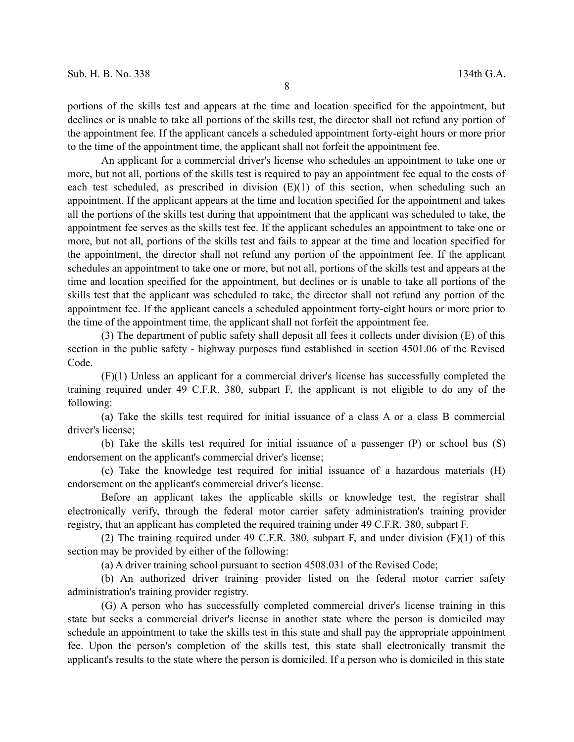portions of the skills test and appears at the time and location specified for the appointment, but declines or is unable to take all portions of the skills test, the director shall not refund any portion of the appointment fee. If the applicant cancels a scheduled appointment forty-eight hours or more prior to the time of the appointment time, the applicant shall not forfeit the appointment fee.

An applicant for a commercial driver's license who schedules an appointment to take one or more, but not all, portions of the skills test is required to pay an appointment fee equal to the costs of each test scheduled, as prescribed in division (E)(1) of this section, when scheduling such an appointment. If the applicant appears at the time and location specified for the appointment and takes all the portions of the skills test during that appointment that the applicant was scheduled to take, the appointment fee serves as the skills test fee. If the applicant schedules an appointment to take one or more, but not all, portions of the skills test and fails to appear at the time and location specified for the appointment, the director shall not refund any portion of the appointment fee. If the applicant schedules an appointment to take one or more, but not all, portions of the skills test and appears at the time and location specified for the appointment, but declines or is unable to take all portions of the skills test that the applicant was scheduled to take, the director shall not refund any portion of the appointment fee. If the applicant cancels a scheduled appointment forty-eight hours or more prior to the time of the appointment time, the applicant shall not forfeit the appointment fee.

(3) The department of public safety shall deposit all fees it collects under division (E) of this section in the public safety - highway purposes fund established in section 4501.06 of the Revised Code.

(F)(1) Unless an applicant for a commercial driver's license has successfully completed the training required under 49 C.F.R. 380, subpart F, the applicant is not eligible to do any of the following:

(a) Take the skills test required for initial issuance of a class A or a class B commercial driver's license;

(b) Take the skills test required for initial issuance of a passenger (P) or school bus (S) endorsement on the applicant's commercial driver's license;

(c) Take the knowledge test required for initial issuance of a hazardous materials (H) endorsement on the applicant's commercial driver's license.

Before an applicant takes the applicable skills or knowledge test, the registrar shall electronically verify, through the federal motor carrier safety administration's training provider registry, that an applicant has completed the required training under 49 C.F.R. 380, subpart F.

(2) The training required under 49 C.F.R. 380, subpart F, and under division (F)(1) of this section may be provided by either of the following:

(a) A driver training school pursuant to section 4508.031 of the Revised Code;

(b) An authorized driver training provider listed on the federal motor carrier safety administration's training provider registry.

(G) A person who has successfully completed commercial driver's license training in this state but seeks a commercial driver's license in another state where the person is domiciled may schedule an appointment to take the skills test in this state and shall pay the appropriate appointment fee. Upon the person's completion of the skills test, this state shall electronically transmit the applicant's results to the state where the person is domiciled. If a person who is domiciled in this state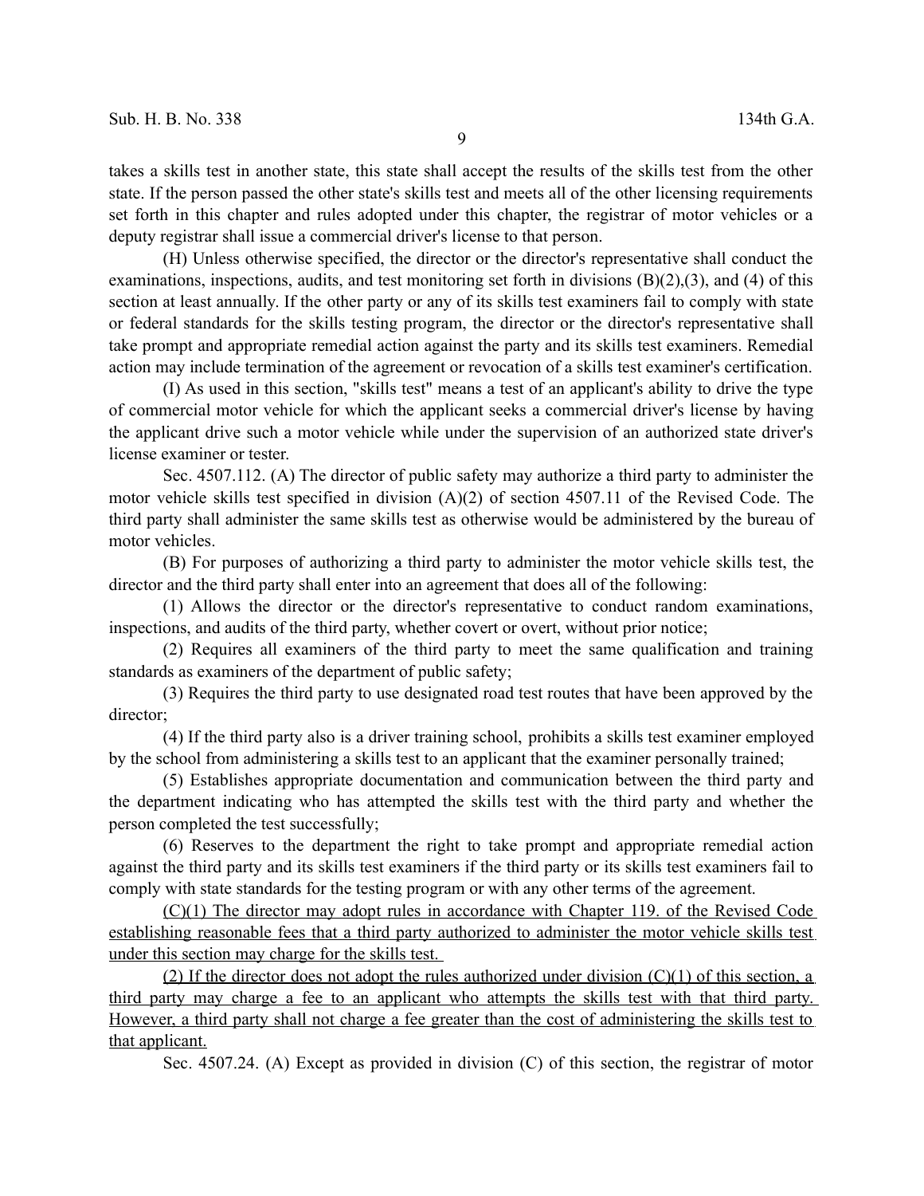takes a skills test in another state, this state shall accept the results of the skills test from the other state. If the person passed the other state's skills test and meets all of the other licensing requirements set forth in this chapter and rules adopted under this chapter, the registrar of motor vehicles or a deputy registrar shall issue a commercial driver's license to that person.

(H) Unless otherwise specified, the director or the director's representative shall conduct the examinations, inspections, audits, and test monitoring set forth in divisions (B)(2),(3), and (4) of this section at least annually. If the other party or any of its skills test examiners fail to comply with state or federal standards for the skills testing program, the director or the director's representative shall take prompt and appropriate remedial action against the party and its skills test examiners. Remedial action may include termination of the agreement or revocation of a skills test examiner's certification.

(I) As used in this section, "skills test" means a test of an applicant's ability to drive the type of commercial motor vehicle for which the applicant seeks a commercial driver's license by having the applicant drive such a motor vehicle while under the supervision of an authorized state driver's license examiner or tester.

Sec. 4507.112. (A) The director of public safety may authorize a third party to administer the motor vehicle skills test specified in division (A)(2) of section 4507.11 of the Revised Code. The third party shall administer the same skills test as otherwise would be administered by the bureau of motor vehicles.

(B) For purposes of authorizing a third party to administer the motor vehicle skills test, the director and the third party shall enter into an agreement that does all of the following:

(1) Allows the director or the director's representative to conduct random examinations, inspections, and audits of the third party, whether covert or overt, without prior notice;

(2) Requires all examiners of the third party to meet the same qualification and training standards as examiners of the department of public safety;

(3) Requires the third party to use designated road test routes that have been approved by the director;

(4) If the third party also is a driver training school, prohibits a skills test examiner employed by the school from administering a skills test to an applicant that the examiner personally trained;

(5) Establishes appropriate documentation and communication between the third party and the department indicating who has attempted the skills test with the third party and whether the person completed the test successfully;

(6) Reserves to the department the right to take prompt and appropriate remedial action against the third party and its skills test examiners if the third party or its skills test examiners fail to comply with state standards for the testing program or with any other terms of the agreement.

<u>(C)(1) The director may adopt rules in accordance with Chapter 119. of the Revised Code establishing reasonable fees that a third party authorized to administer the motor vehicle skills test under this section may charge for the skills test.</u>

<u>(2) If the director does not adopt the rules authorized under division (C)(1) of this section, a third party may charge a fee to an applicant who attempts the skills test with that third party. However, a third party shall not charge a fee greater than the cost of administering the skills test to that applicant.</u>

Sec. 4507.24. (A) Except as provided in division (C) of this section, the registrar of motor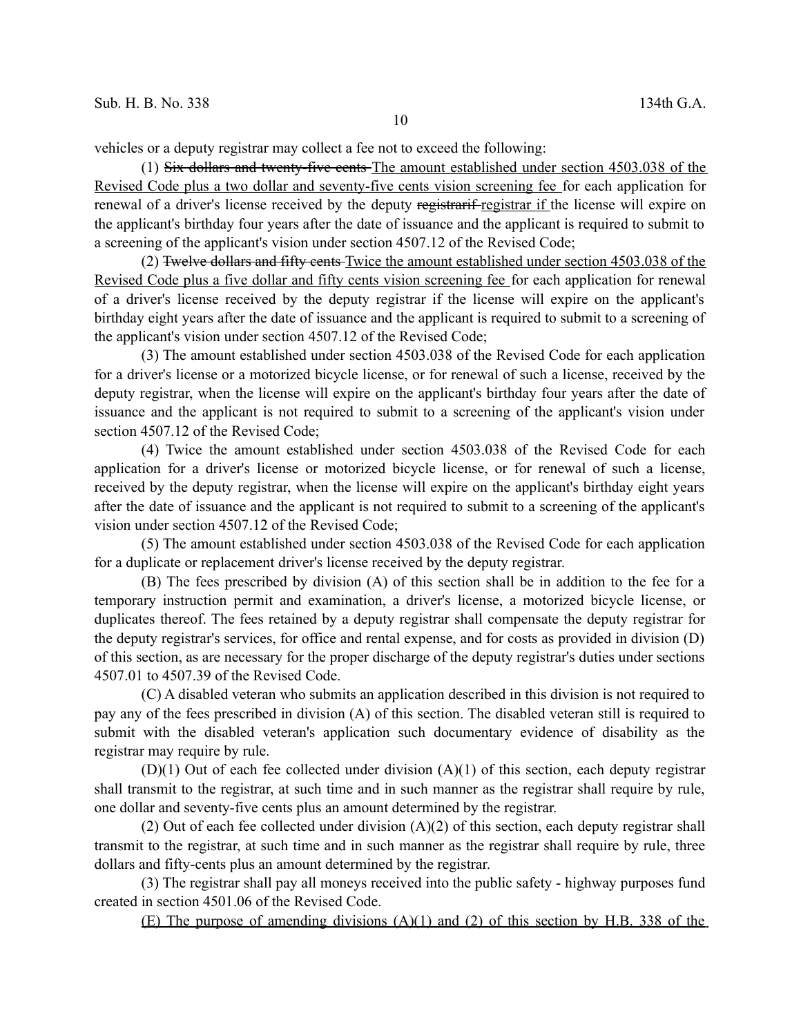vehicles or a deputy registrar may collect a fee not to exceed the following:

(1) ~~Six dollars and twenty-five cents~~ The amount established under section 4503.038 of the Revised Code plus a two dollar and seventy-five cents vision screening fee for each application for renewal of a driver's license received by the deputy ~~registrarif~~ registrar if the license will expire on the applicant's birthday four years after the date of issuance and the applicant is required to submit to a screening of the applicant's vision under section 4507.12 of the Revised Code;

(2) ~~Twelve dollars and fifty cents~~ Twice the amount established under section 4503.038 of the Revised Code plus a five dollar and fifty cents vision screening fee for each application for renewal of a driver's license received by the deputy registrar if the license will expire on the applicant's birthday eight years after the date of issuance and the applicant is required to submit to a screening of the applicant's vision under section 4507.12 of the Revised Code;

(3) The amount established under section 4503.038 of the Revised Code for each application for a driver's license or a motorized bicycle license, or for renewal of such a license, received by the deputy registrar, when the license will expire on the applicant's birthday four years after the date of issuance and the applicant is not required to submit to a screening of the applicant's vision under section 4507.12 of the Revised Code;

(4) Twice the amount established under section 4503.038 of the Revised Code for each application for a driver's license or motorized bicycle license, or for renewal of such a license, received by the deputy registrar, when the license will expire on the applicant's birthday eight years after the date of issuance and the applicant is not required to submit to a screening of the applicant's vision under section 4507.12 of the Revised Code;

(5) The amount established under section 4503.038 of the Revised Code for each application for a duplicate or replacement driver's license received by the deputy registrar.

(B) The fees prescribed by division (A) of this section shall be in addition to the fee for a temporary instruction permit and examination, a driver's license, a motorized bicycle license, or duplicates thereof. The fees retained by a deputy registrar shall compensate the deputy registrar for the deputy registrar's services, for office and rental expense, and for costs as provided in division (D) of this section, as are necessary for the proper discharge of the deputy registrar's duties under sections 4507.01 to 4507.39 of the Revised Code.

(C) A disabled veteran who submits an application described in this division is not required to pay any of the fees prescribed in division (A) of this section. The disabled veteran still is required to submit with the disabled veteran's application such documentary evidence of disability as the registrar may require by rule.

(D)(1) Out of each fee collected under division (A)(1) of this section, each deputy registrar shall transmit to the registrar, at such time and in such manner as the registrar shall require by rule, one dollar and seventy-five cents plus an amount determined by the registrar.

(2) Out of each fee collected under division (A)(2) of this section, each deputy registrar shall transmit to the registrar, at such time and in such manner as the registrar shall require by rule, three dollars and fifty-cents plus an amount determined by the registrar.

(3) The registrar shall pay all moneys received into the public safety - highway purposes fund created in section 4501.06 of the Revised Code.

(E) The purpose of amending divisions (A)(1) and (2) of this section by H.B. 338 of the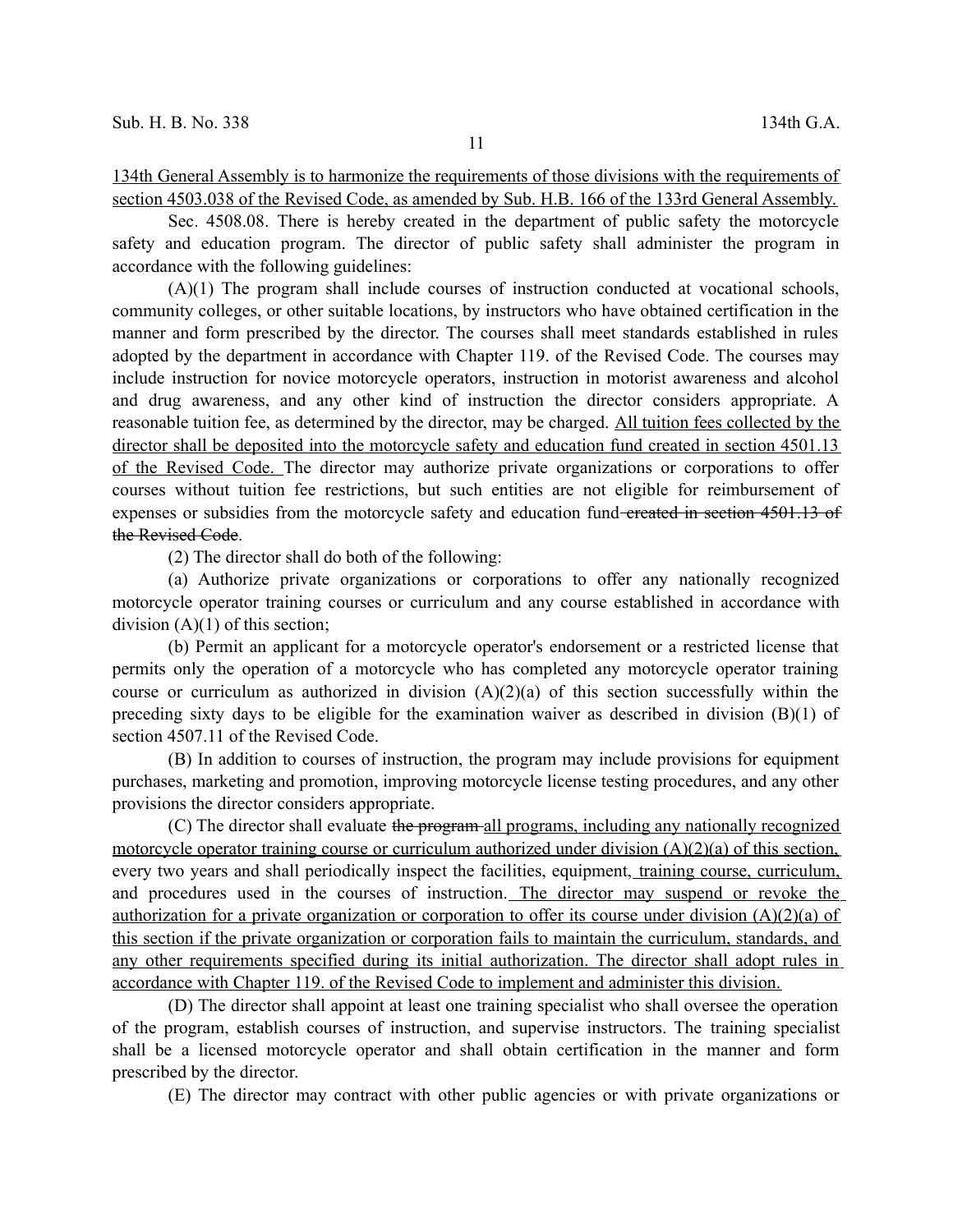134th General Assembly is to harmonize the requirements of those divisions with the requirements of section 4503.038 of the Revised Code, as amended by Sub. H.B. 166 of the 133rd General Assembly.

Sec. 4508.08. There is hereby created in the department of public safety the motorcycle safety and education program. The director of public safety shall administer the program in accordance with the following guidelines:

(A)(1) The program shall include courses of instruction conducted at vocational schools, community colleges, or other suitable locations, by instructors who have obtained certification in the manner and form prescribed by the director. The courses shall meet standards established in rules adopted by the department in accordance with Chapter 119. of the Revised Code. The courses may include instruction for novice motorcycle operators, instruction in motorist awareness and alcohol and drug awareness, and any other kind of instruction the director considers appropriate. A reasonable tuition fee, as determined by the director, may be charged. All tuition fees collected by the director shall be deposited into the motorcycle safety and education fund created in section 4501.13 of the Revised Code. The director may authorize private organizations or corporations to offer courses without tuition fee restrictions, but such entities are not eligible for reimbursement of expenses or subsidies from the motorcycle safety and education fund ~~created in section 4501.13 of the Revised Code~~.

(2) The director shall do both of the following:

(a) Authorize private organizations or corporations to offer any nationally recognized motorcycle operator training courses or curriculum and any course established in accordance with division (A)(1) of this section;

(b) Permit an applicant for a motorcycle operator's endorsement or a restricted license that permits only the operation of a motorcycle who has completed any motorcycle operator training course or curriculum as authorized in division (A)(2)(a) of this section successfully within the preceding sixty days to be eligible for the examination waiver as described in division (B)(1) of section 4507.11 of the Revised Code.

(B) In addition to courses of instruction, the program may include provisions for equipment purchases, marketing and promotion, improving motorcycle license testing procedures, and any other provisions the director considers appropriate.

(C) The director shall evaluate ~~the program~~ all programs, including any nationally recognized motorcycle operator training course or curriculum authorized under division (A)(2)(a) of this section, every two years and shall periodically inspect the facilities, equipment, training course, curriculum, and procedures used in the courses of instruction. The director may suspend or revoke the authorization for a private organization or corporation to offer its course under division (A)(2)(a) of this section if the private organization or corporation fails to maintain the curriculum, standards, and any other requirements specified during its initial authorization. The director shall adopt rules in accordance with Chapter 119. of the Revised Code to implement and administer this division.

(D) The director shall appoint at least one training specialist who shall oversee the operation of the program, establish courses of instruction, and supervise instructors. The training specialist shall be a licensed motorcycle operator and shall obtain certification in the manner and form prescribed by the director.

(E) The director may contract with other public agencies or with private organizations or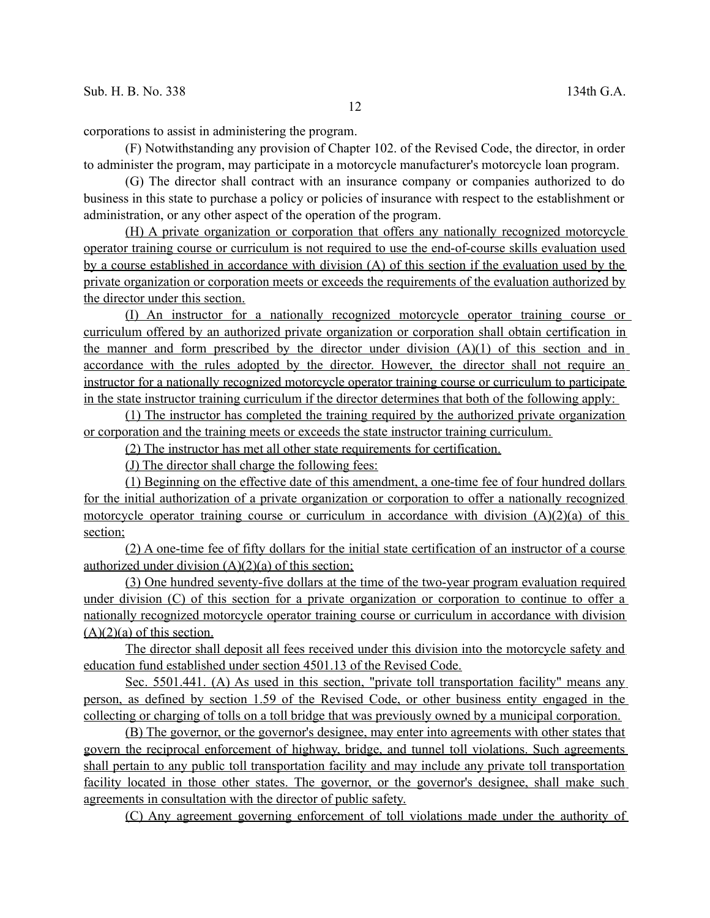corporations to assist in administering the program.

(F) Notwithstanding any provision of Chapter 102. of the Revised Code, the director, in order to administer the program, may participate in a motorcycle manufacturer's motorcycle loan program.

(G) The director shall contract with an insurance company or companies authorized to do business in this state to purchase a policy or policies of insurance with respect to the establishment or administration, or any other aspect of the operation of the program.

(H) A private organization or corporation that offers any nationally recognized motorcycle operator training course or curriculum is not required to use the end-of-course skills evaluation used by a course established in accordance with division (A) of this section if the evaluation used by the private organization or corporation meets or exceeds the requirements of the evaluation authorized by the director under this section.

(I) An instructor for a nationally recognized motorcycle operator training course or curriculum offered by an authorized private organization or corporation shall obtain certification in the manner and form prescribed by the director under division (A)(1) of this section and in accordance with the rules adopted by the director. However, the director shall not require an instructor for a nationally recognized motorcycle operator training course or curriculum to participate in the state instructor training curriculum if the director determines that both of the following apply:

(1) The instructor has completed the training required by the authorized private organization or corporation and the training meets or exceeds the state instructor training curriculum.

(2) The instructor has met all other state requirements for certification.

(J) The director shall charge the following fees:

(1) Beginning on the effective date of this amendment, a one-time fee of four hundred dollars for the initial authorization of a private organization or corporation to offer a nationally recognized motorcycle operator training course or curriculum in accordance with division (A)(2)(a) of this section;

(2) A one-time fee of fifty dollars for the initial state certification of an instructor of a course authorized under division (A)(2)(a) of this section;

(3) One hundred seventy-five dollars at the time of the two-year program evaluation required under division (C) of this section for a private organization or corporation to continue to offer a nationally recognized motorcycle operator training course or curriculum in accordance with division (A)(2)(a) of this section.

The director shall deposit all fees received under this division into the motorcycle safety and education fund established under section 4501.13 of the Revised Code.

Sec. 5501.441. (A) As used in this section, "private toll transportation facility" means any person, as defined by section 1.59 of the Revised Code, or other business entity engaged in the collecting or charging of tolls on a toll bridge that was previously owned by a municipal corporation.

(B) The governor, or the governor's designee, may enter into agreements with other states that govern the reciprocal enforcement of highway, bridge, and tunnel toll violations. Such agreements shall pertain to any public toll transportation facility and may include any private toll transportation facility located in those other states. The governor, or the governor's designee, shall make such agreements in consultation with the director of public safety.

(C) Any agreement governing enforcement of toll violations made under the authority of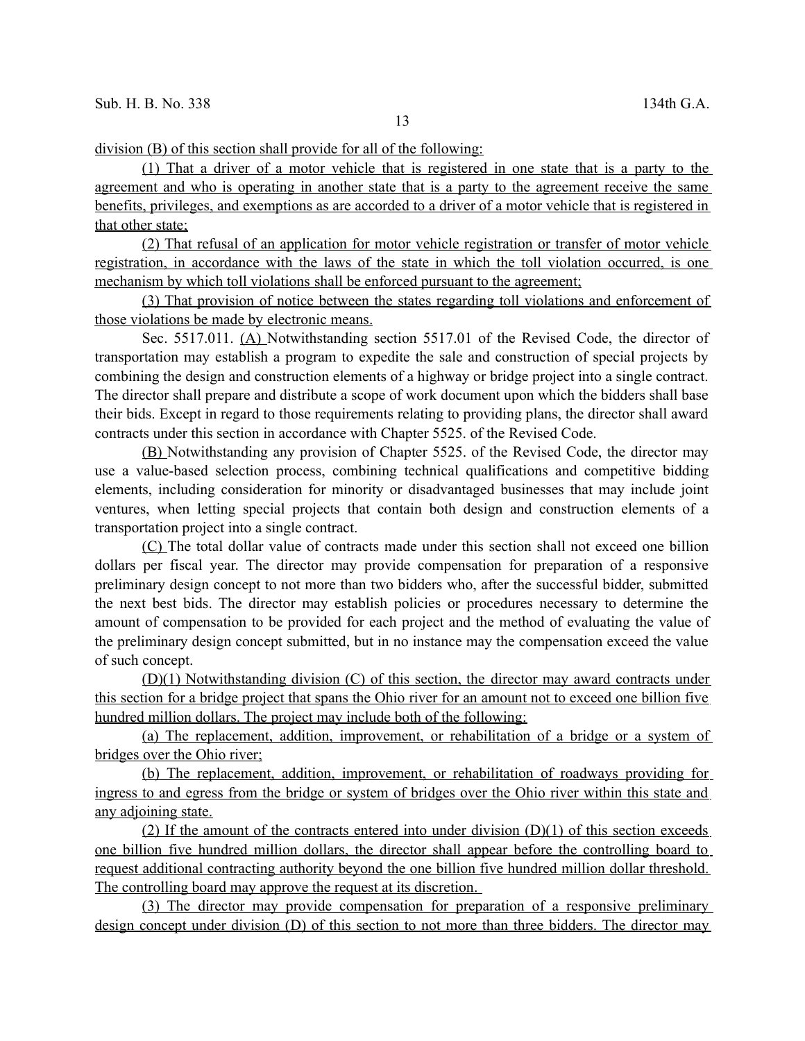division (B) of this section shall provide for all of the following:

(1) That a driver of a motor vehicle that is registered in one state that is a party to the agreement and who is operating in another state that is a party to the agreement receive the same benefits, privileges, and exemptions as are accorded to a driver of a motor vehicle that is registered in that other state;

(2) That refusal of an application for motor vehicle registration or transfer of motor vehicle registration, in accordance with the laws of the state in which the toll violation occurred, is one mechanism by which toll violations shall be enforced pursuant to the agreement;

(3) That provision of notice between the states regarding toll violations and enforcement of those violations be made by electronic means.

Sec. 5517.011. (A) Notwithstanding section 5517.01 of the Revised Code, the director of transportation may establish a program to expedite the sale and construction of special projects by combining the design and construction elements of a highway or bridge project into a single contract. The director shall prepare and distribute a scope of work document upon which the bidders shall base their bids. Except in regard to those requirements relating to providing plans, the director shall award contracts under this section in accordance with Chapter 5525. of the Revised Code.

(B) Notwithstanding any provision of Chapter 5525. of the Revised Code, the director may use a value-based selection process, combining technical qualifications and competitive bidding elements, including consideration for minority or disadvantaged businesses that may include joint ventures, when letting special projects that contain both design and construction elements of a transportation project into a single contract.

(C) The total dollar value of contracts made under this section shall not exceed one billion dollars per fiscal year. The director may provide compensation for preparation of a responsive preliminary design concept to not more than two bidders who, after the successful bidder, submitted the next best bids. The director may establish policies or procedures necessary to determine the amount of compensation to be provided for each project and the method of evaluating the value of the preliminary design concept submitted, but in no instance may the compensation exceed the value of such concept.

(D)(1) Notwithstanding division (C) of this section, the director may award contracts under this section for a bridge project that spans the Ohio river for an amount not to exceed one billion five hundred million dollars. The project may include both of the following:

(a) The replacement, addition, improvement, or rehabilitation of a bridge or a system of bridges over the Ohio river;

(b) The replacement, addition, improvement, or rehabilitation of roadways providing for ingress to and egress from the bridge or system of bridges over the Ohio river within this state and any adjoining state.

(2) If the amount of the contracts entered into under division (D)(1) of this section exceeds one billion five hundred million dollars, the director shall appear before the controlling board to request additional contracting authority beyond the one billion five hundred million dollar threshold. The controlling board may approve the request at its discretion.

(3) The director may provide compensation for preparation of a responsive preliminary design concept under division (D) of this section to not more than three bidders. The director may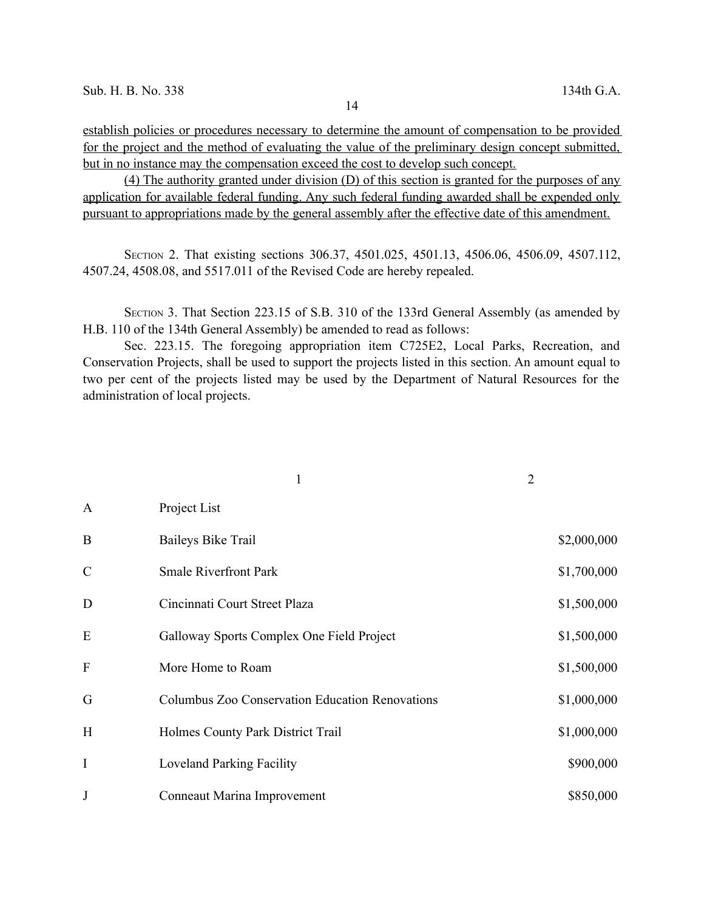establish policies or procedures necessary to determine the amount of compensation to be provided for the project and the method of evaluating the value of the preliminary design concept submitted, but in no instance may the compensation exceed the cost to develop such concept.

(4) The authority granted under division (D) of this section is granted for the purposes of any application for available federal funding. Any such federal funding awarded shall be expended only pursuant to appropriations made by the general assembly after the effective date of this amendment.

SECTION 2. That existing sections 306.37, 4501.025, 4501.13, 4506.06, 4506.09, 4507.112, 4507.24, 4508.08, and 5517.011 of the Revised Code are hereby repealed.

SECTION 3. That Section 223.15 of S.B. 310 of the 133rd General Assembly (as amended by H.B. 110 of the 134th General Assembly) be amended to read as follows:

Sec. 223.15. The foregoing appropriation item C725E2, Local Parks, Recreation, and Conservation Projects, shall be used to support the projects listed in this section. An amount equal to two per cent of the projects listed may be used by the Department of Natural Resources for the administration of local projects.

| | 1 | 2 |
|---|---|---|
| A | Project List | |
| B | Baileys Bike Trail | $2,000,000 |
| C | Smale Riverfront Park | $1,700,000 |
| D | Cincinnati Court Street Plaza | $1,500,000 |
| E | Galloway Sports Complex One Field Project | $1,500,000 |
| F | More Home to Roam | $1,500,000 |
| G | Columbus Zoo Conservation Education Renovations | $1,000,000 |
| H | Holmes County Park District Trail | $1,000,000 |
| I | Loveland Parking Facility | $900,000 |
| J | Conneaut Marina Improvement | $850,000 |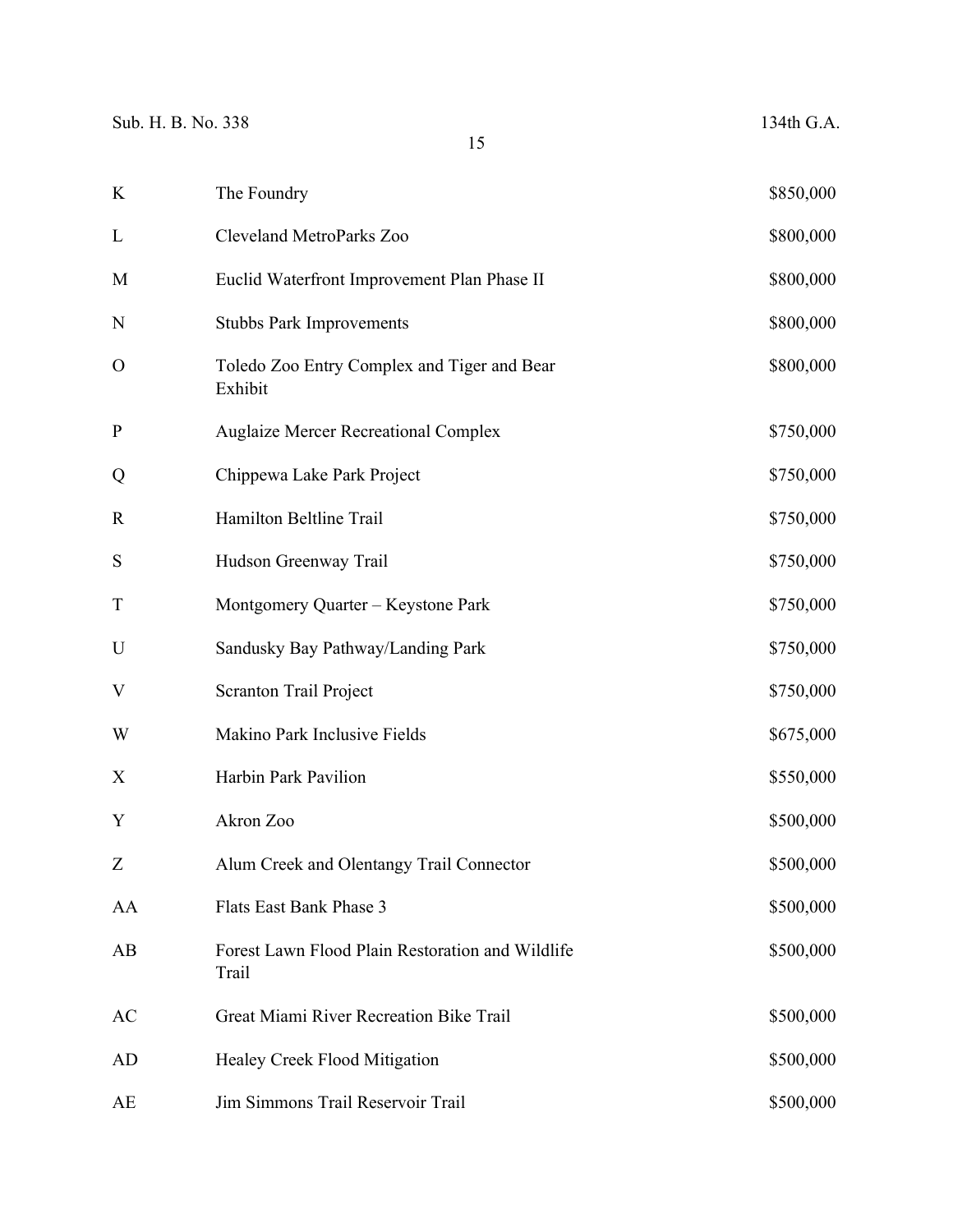| | | |
|---|---|---|
| K | The Foundry | $850,000 |
| L | Cleveland MetroParks Zoo | $800,000 |
| M | Euclid Waterfront Improvement Plan Phase II | $800,000 |
| N | Stubbs Park Improvements | $800,000 |
| O | Toledo Zoo Entry Complex and Tiger and Bear Exhibit | $800,000 |
| P | Auglaize Mercer Recreational Complex | $750,000 |
| Q | Chippewa Lake Park Project | $750,000 |
| R | Hamilton Beltline Trail | $750,000 |
| S | Hudson Greenway Trail | $750,000 |
| T | Montgomery Quarter – Keystone Park | $750,000 |
| U | Sandusky Bay Pathway/Landing Park | $750,000 |
| V | Scranton Trail Project | $750,000 |
| W | Makino Park Inclusive Fields | $675,000 |
| X | Harbin Park Pavilion | $550,000 |
| Y | Akron Zoo | $500,000 |
| Z | Alum Creek and Olentangy Trail Connector | $500,000 |
| AA | Flats East Bank Phase 3 | $500,000 |
| AB | Forest Lawn Flood Plain Restoration and Wildlife Trail | $500,000 |
| AC | Great Miami River Recreation Bike Trail | $500,000 |
| AD | Healey Creek Flood Mitigation | $500,000 |
| AE | Jim Simmons Trail Reservoir Trail | $500,000 |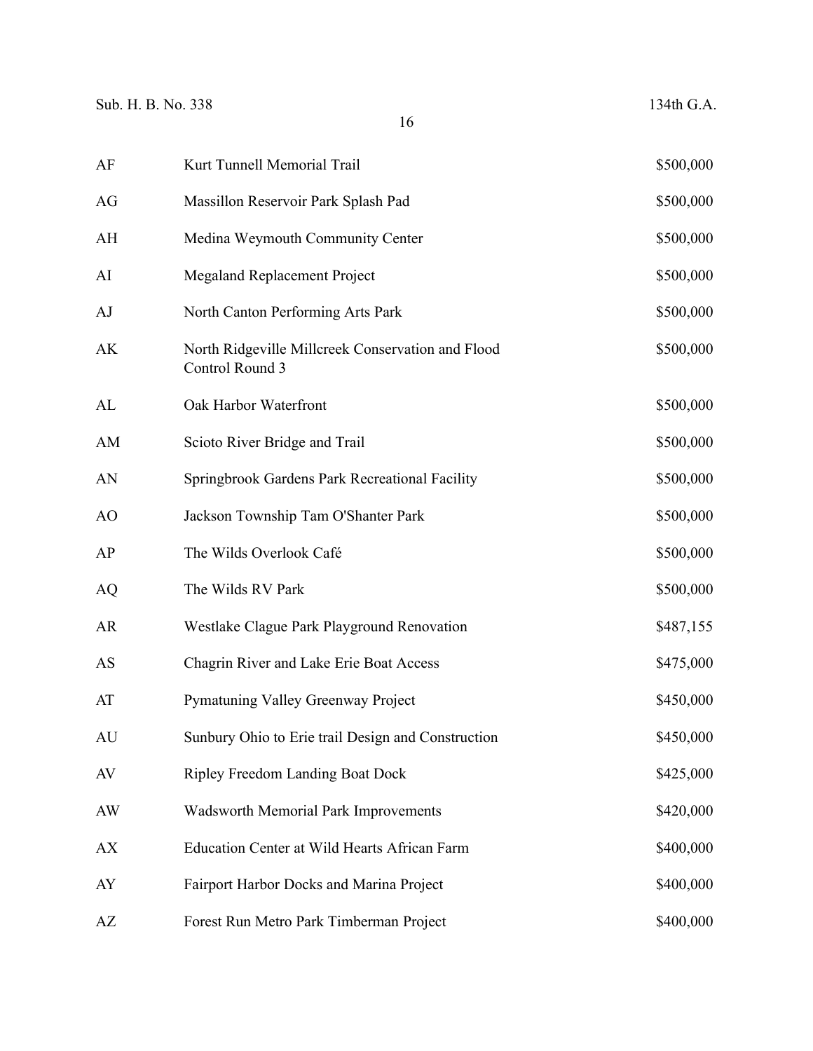| | | |
|---|---|---|
| AF | Kurt Tunnell Memorial Trail | $500,000 |
| AG | Massillon Reservoir Park Splash Pad | $500,000 |
| AH | Medina Weymouth Community Center | $500,000 |
| AI | Megaland Replacement Project | $500,000 |
| AJ | North Canton Performing Arts Park | $500,000 |
| AK | North Ridgeville Millcreek Conservation and Flood Control Round 3 | $500,000 |
| AL | Oak Harbor Waterfront | $500,000 |
| AM | Scioto River Bridge and Trail | $500,000 |
| AN | Springbrook Gardens Park Recreational Facility | $500,000 |
| AO | Jackson Township Tam O'Shanter Park | $500,000 |
| AP | The Wilds Overlook Café | $500,000 |
| AQ | The Wilds RV Park | $500,000 |
| AR | Westlake Clague Park Playground Renovation | $487,155 |
| AS | Chagrin River and Lake Erie Boat Access | $475,000 |
| AT | Pymatuning Valley Greenway Project | $450,000 |
| AU | Sunbury Ohio to Erie trail Design and Construction | $450,000 |
| AV | Ripley Freedom Landing Boat Dock | $425,000 |
| AW | Wadsworth Memorial Park Improvements | $420,000 |
| AX | Education Center at Wild Hearts African Farm | $400,000 |
| AY | Fairport Harbor Docks and Marina Project | $400,000 |
| AZ | Forest Run Metro Park Timberman Project | $400,000 |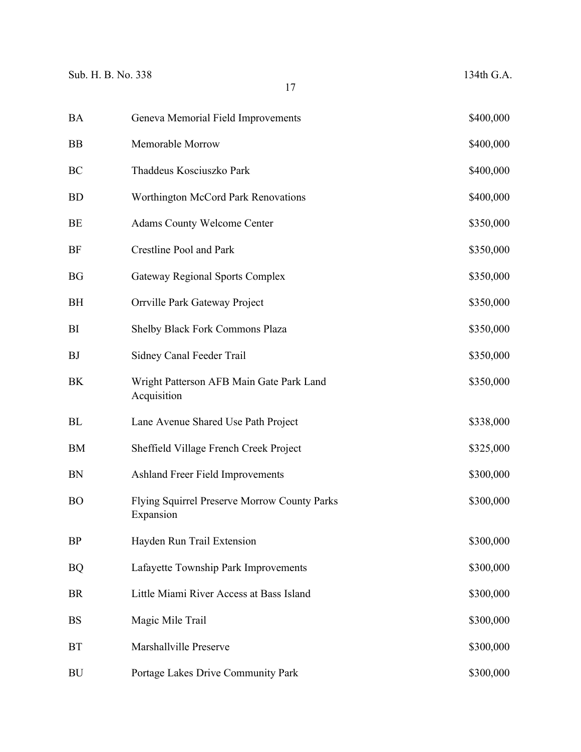| | | |
|---|---|---|
| BA | Geneva Memorial Field Improvements | $400,000 |
| BB | Memorable Morrow | $400,000 |
| BC | Thaddeus Kosciuszko Park | $400,000 |
| BD | Worthington McCord Park Renovations | $400,000 |
| BE | Adams County Welcome Center | $350,000 |
| BF | Crestline Pool and Park | $350,000 |
| BG | Gateway Regional Sports Complex | $350,000 |
| BH | Orrville Park Gateway Project | $350,000 |
| BI | Shelby Black Fork Commons Plaza | $350,000 |
| BJ | Sidney Canal Feeder Trail | $350,000 |
| BK | Wright Patterson AFB Main Gate Park Land Acquisition | $350,000 |
| BL | Lane Avenue Shared Use Path Project | $338,000 |
| BM | Sheffield Village French Creek Project | $325,000 |
| BN | Ashland Freer Field Improvements | $300,000 |
| BO | Flying Squirrel Preserve Morrow County Parks Expansion | $300,000 |
| BP | Hayden Run Trail Extension | $300,000 |
| BQ | Lafayette Township Park Improvements | $300,000 |
| BR | Little Miami River Access at Bass Island | $300,000 |
| BS | Magic Mile Trail | $300,000 |
| BT | Marshallville Preserve | $300,000 |
| BU | Portage Lakes Drive Community Park | $300,000 |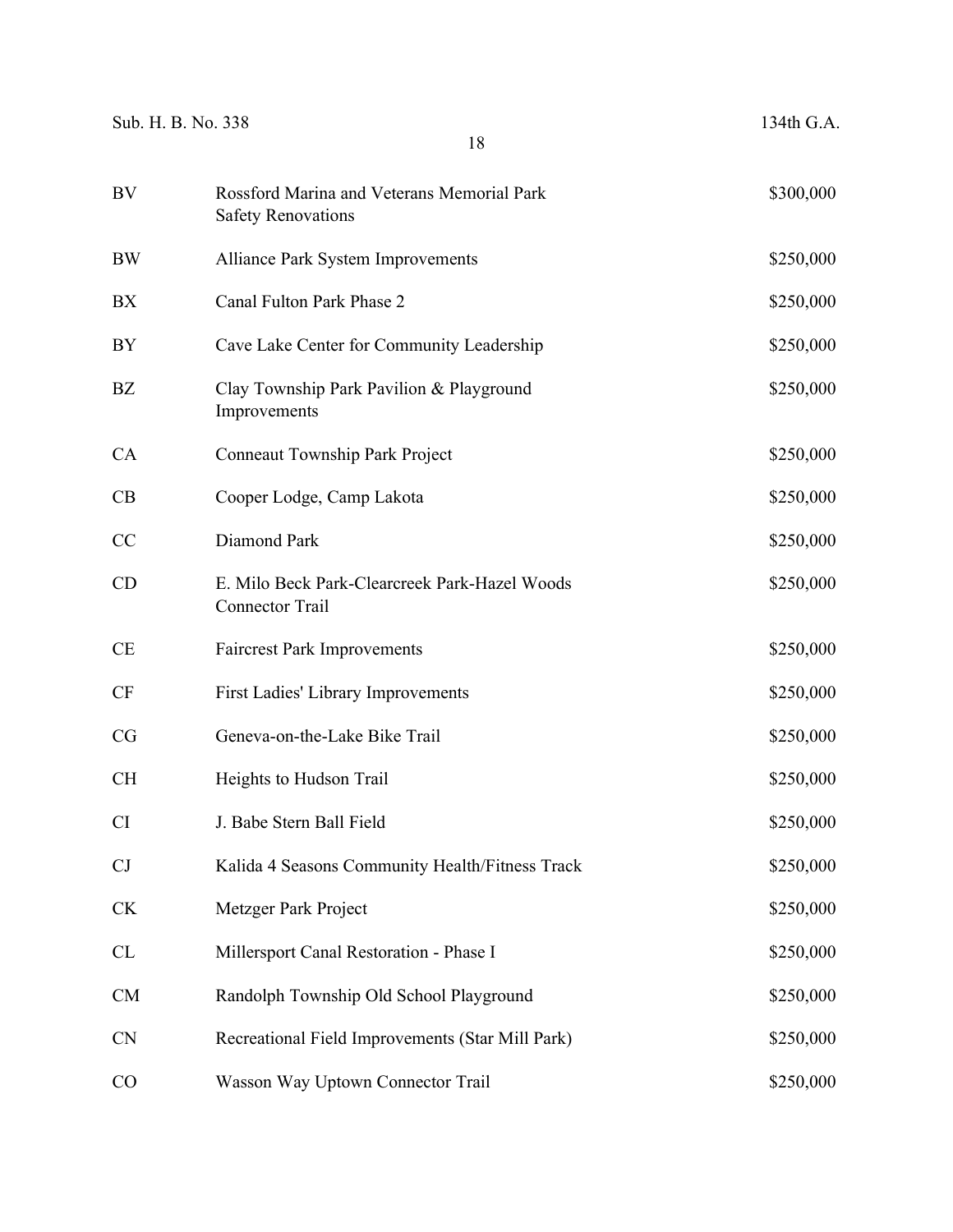| | | |
|---|---|---|
| BV | Rossford Marina and Veterans Memorial Park Safety Renovations | $300,000 |
| BW | Alliance Park System Improvements | $250,000 |
| BX | Canal Fulton Park Phase 2 | $250,000 |
| BY | Cave Lake Center for Community Leadership | $250,000 |
| BZ | Clay Township Park Pavilion & Playground Improvements | $250,000 |
| CA | Conneaut Township Park Project | $250,000 |
| CB | Cooper Lodge, Camp Lakota | $250,000 |
| CC | Diamond Park | $250,000 |
| CD | E. Milo Beck Park-Clearcreek Park-Hazel Woods Connector Trail | $250,000 |
| CE | Faircrest Park Improvements | $250,000 |
| CF | First Ladies' Library Improvements | $250,000 |
| CG | Geneva-on-the-Lake Bike Trail | $250,000 |
| CH | Heights to Hudson Trail | $250,000 |
| CI | J. Babe Stern Ball Field | $250,000 |
| CJ | Kalida 4 Seasons Community Health/Fitness Track | $250,000 |
| CK | Metzger Park Project | $250,000 |
| CL | Millersport Canal Restoration - Phase I | $250,000 |
| CM | Randolph Township Old School Playground | $250,000 |
| CN | Recreational Field Improvements (Star Mill Park) | $250,000 |
| CO | Wasson Way Uptown Connector Trail | $250,000 |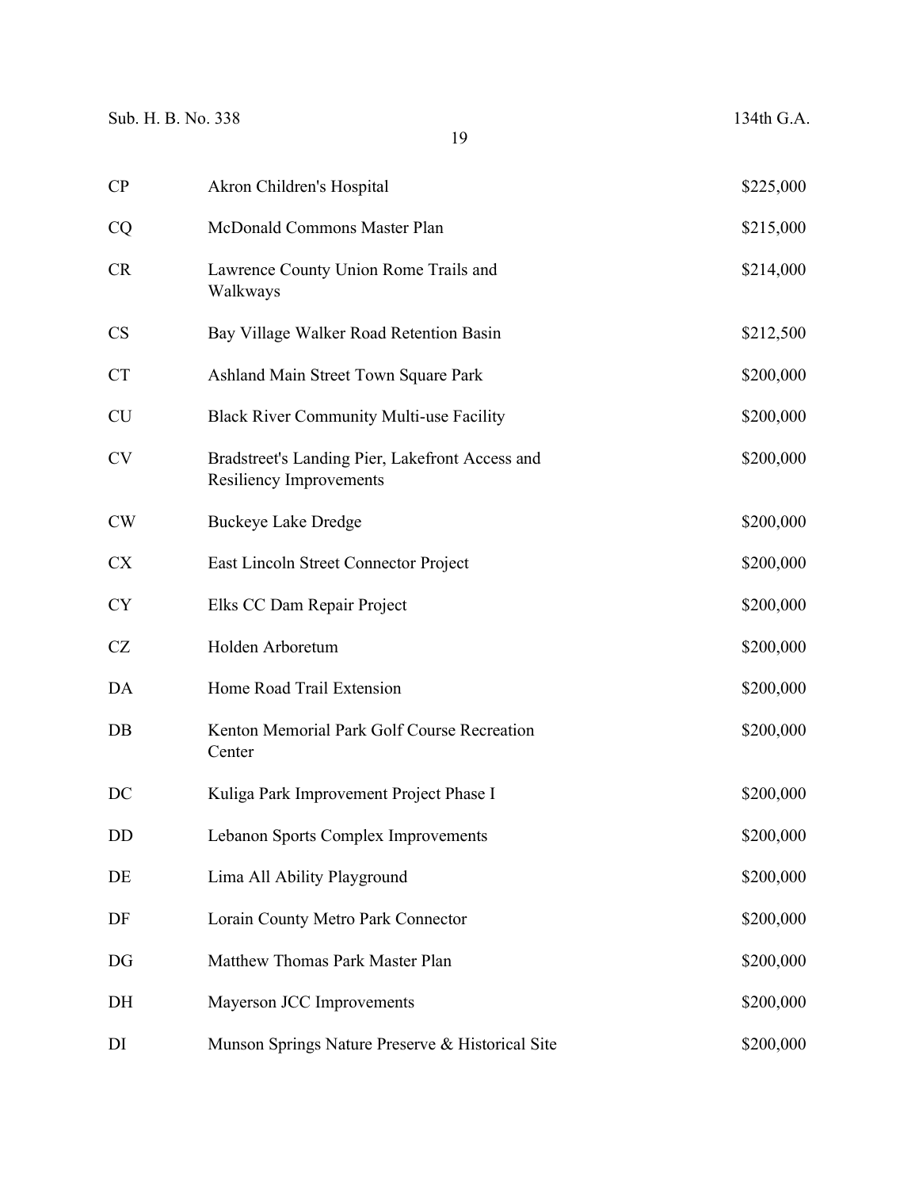| | | |
|---|---|---|
| CP | Akron Children's Hospital | $225,000 |
| CQ | McDonald Commons Master Plan | $215,000 |
| CR | Lawrence County Union Rome Trails and Walkways | $214,000 |
| CS | Bay Village Walker Road Retention Basin | $212,500 |
| CT | Ashland Main Street Town Square Park | $200,000 |
| CU | Black River Community Multi-use Facility | $200,000 |
| CV | Bradstreet's Landing Pier, Lakefront Access and Resiliency Improvements | $200,000 |
| CW | Buckeye Lake Dredge | $200,000 |
| CX | East Lincoln Street Connector Project | $200,000 |
| CY | Elks CC Dam Repair Project | $200,000 |
| CZ | Holden Arboretum | $200,000 |
| DA | Home Road Trail Extension | $200,000 |
| DB | Kenton Memorial Park Golf Course Recreation Center | $200,000 |
| DC | Kuliga Park Improvement Project Phase I | $200,000 |
| DD | Lebanon Sports Complex Improvements | $200,000 |
| DE | Lima All Ability Playground | $200,000 |
| DF | Lorain County Metro Park Connector | $200,000 |
| DG | Matthew Thomas Park Master Plan | $200,000 |
| DH | Mayerson JCC Improvements | $200,000 |
| DI | Munson Springs Nature Preserve & Historical Site | $200,000 |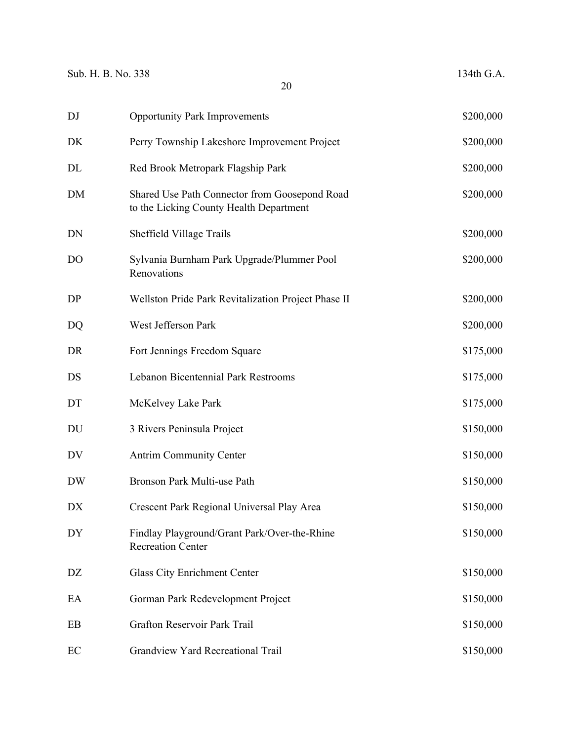| | | |
|---|---|---|
| DJ | Opportunity Park Improvements | $200,000 |
| DK | Perry Township Lakeshore Improvement Project | $200,000 |
| DL | Red Brook Metropark Flagship Park | $200,000 |
| DM | Shared Use Path Connector from Goosepond Road to the Licking County Health Department | $200,000 |
| DN | Sheffield Village Trails | $200,000 |
| DO | Sylvania Burnham Park Upgrade/Plummer Pool Renovations | $200,000 |
| DP | Wellston Pride Park Revitalization Project Phase II | $200,000 |
| DQ | West Jefferson Park | $200,000 |
| DR | Fort Jennings Freedom Square | $175,000 |
| DS | Lebanon Bicentennial Park Restrooms | $175,000 |
| DT | McKelvey Lake Park | $175,000 |
| DU | 3 Rivers Peninsula Project | $150,000 |
| DV | Antrim Community Center | $150,000 |
| DW | Bronson Park Multi-use Path | $150,000 |
| DX | Crescent Park Regional Universal Play Area | $150,000 |
| DY | Findlay Playground/Grant Park/Over-the-Rhine Recreation Center | $150,000 |
| DZ | Glass City Enrichment Center | $150,000 |
| EA | Gorman Park Redevelopment Project | $150,000 |
| EB | Grafton Reservoir Park Trail | $150,000 |
| EC | Grandview Yard Recreational Trail | $150,000 |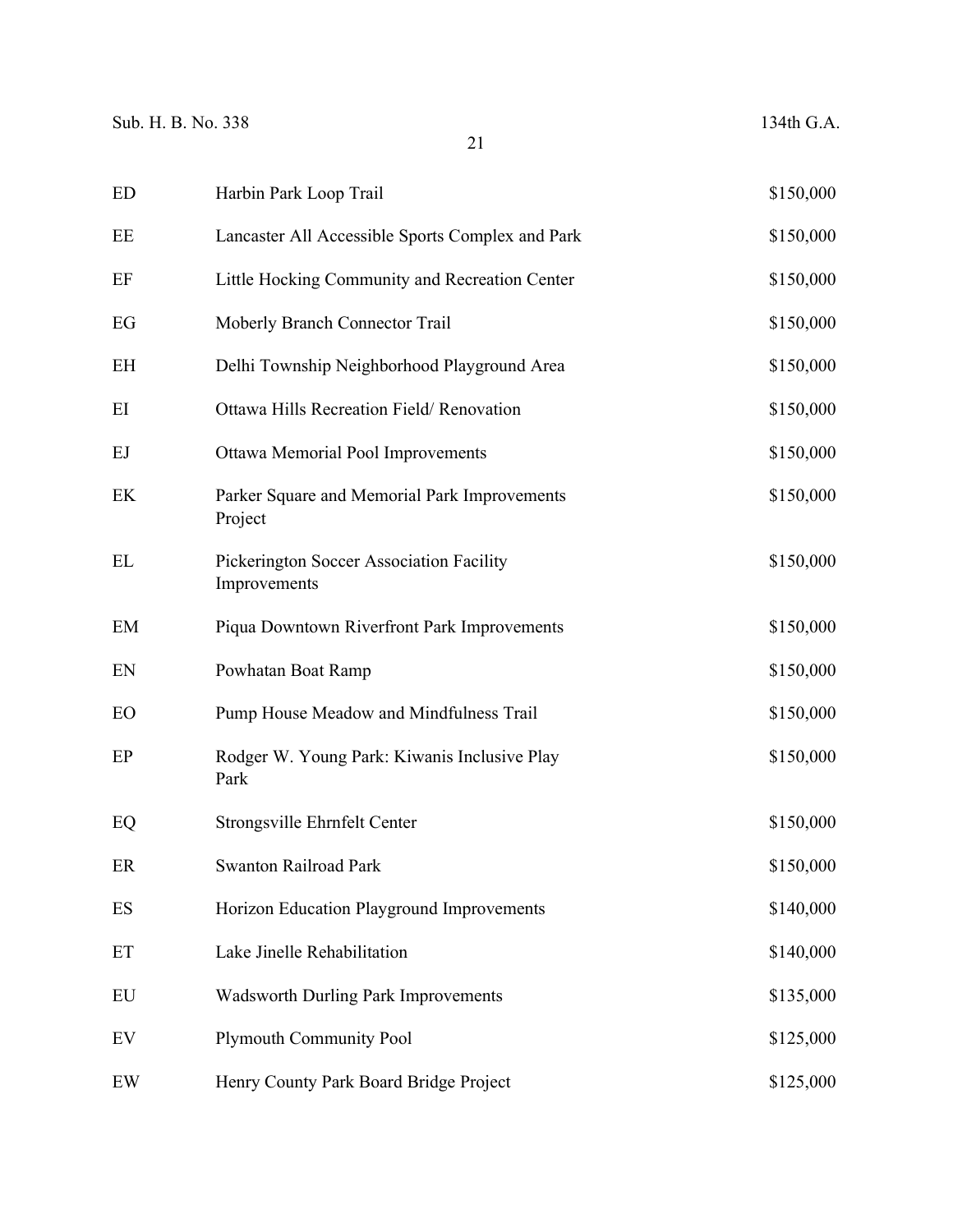| | | |
|---|---|---|
| ED | Harbin Park Loop Trail | $150,000 |
| EE | Lancaster All Accessible Sports Complex and Park | $150,000 |
| EF | Little Hocking Community and Recreation Center | $150,000 |
| EG | Moberly Branch Connector Trail | $150,000 |
| EH | Delhi Township Neighborhood Playground Area | $150,000 |
| EI | Ottawa Hills Recreation Field/ Renovation | $150,000 |
| EJ | Ottawa Memorial Pool Improvements | $150,000 |
| EK | Parker Square and Memorial Park Improvements Project | $150,000 |
| EL | Pickerington Soccer Association Facility Improvements | $150,000 |
| EM | Piqua Downtown Riverfront Park Improvements | $150,000 |
| EN | Powhatan Boat Ramp | $150,000 |
| EO | Pump House Meadow and Mindfulness Trail | $150,000 |
| EP | Rodger W. Young Park: Kiwanis Inclusive Play Park | $150,000 |
| EQ | Strongsville Ehrnfelt Center | $150,000 |
| ER | Swanton Railroad Park | $150,000 |
| ES | Horizon Education Playground Improvements | $140,000 |
| ET | Lake Jinelle Rehabilitation | $140,000 |
| EU | Wadsworth Durling Park Improvements | $135,000 |
| EV | Plymouth Community Pool | $125,000 |
| EW | Henry County Park Board Bridge Project | $125,000 |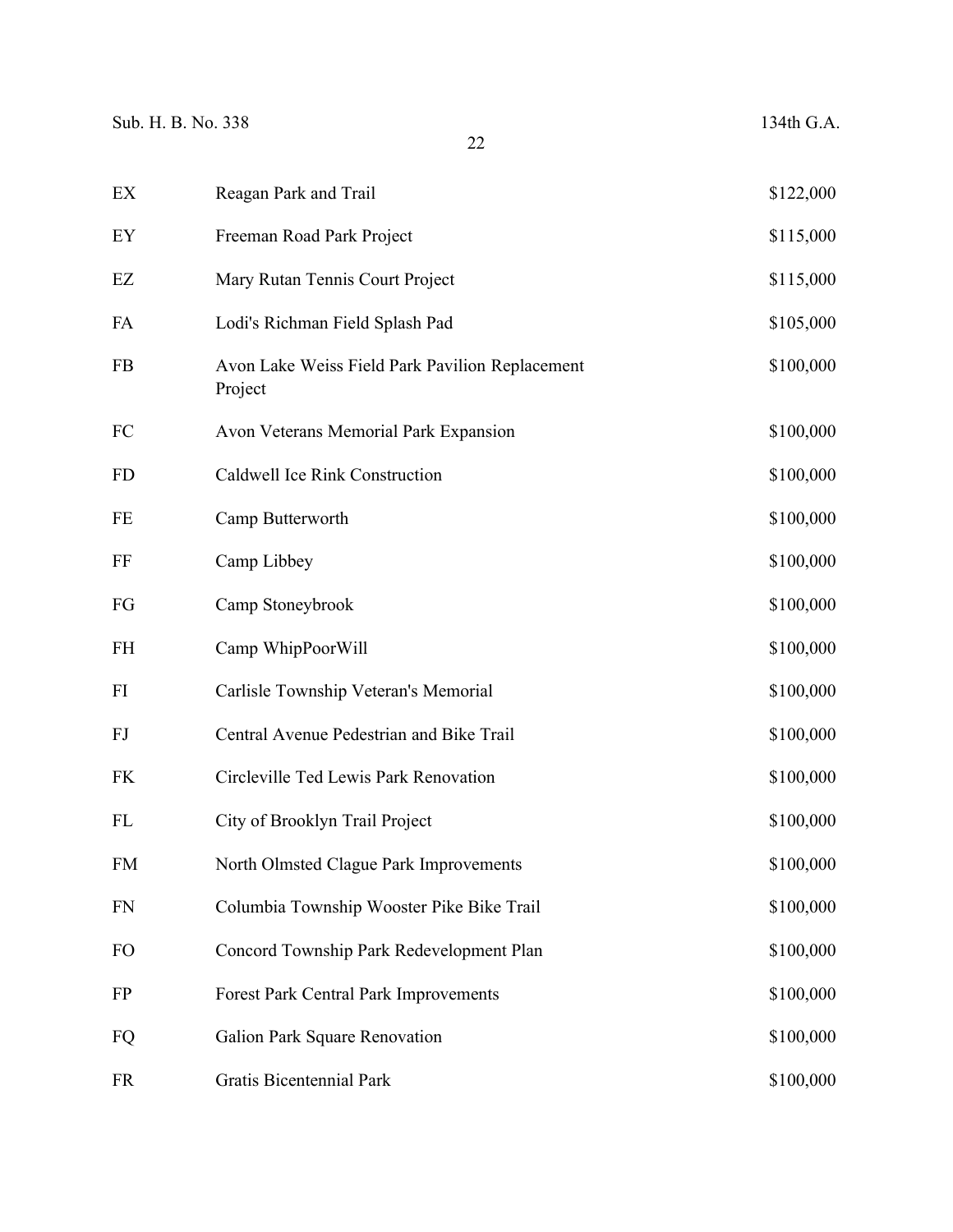| | | |
|---|---|---|
| EX | Reagan Park and Trail | $122,000 |
| EY | Freeman Road Park Project | $115,000 |
| EZ | Mary Rutan Tennis Court Project | $115,000 |
| FA | Lodi's Richman Field Splash Pad | $105,000 |
| FB | Avon Lake Weiss Field Park Pavilion Replacement Project | $100,000 |
| FC | Avon Veterans Memorial Park Expansion | $100,000 |
| FD | Caldwell Ice Rink Construction | $100,000 |
| FE | Camp Butterworth | $100,000 |
| FF | Camp Libbey | $100,000 |
| FG | Camp Stoneybrook | $100,000 |
| FH | Camp WhipPoorWill | $100,000 |
| FI | Carlisle Township Veteran's Memorial | $100,000 |
| FJ | Central Avenue Pedestrian and Bike Trail | $100,000 |
| FK | Circleville Ted Lewis Park Renovation | $100,000 |
| FL | City of Brooklyn Trail Project | $100,000 |
| FM | North Olmsted Clague Park Improvements | $100,000 |
| FN | Columbia Township Wooster Pike Bike Trail | $100,000 |
| FO | Concord Township Park Redevelopment Plan | $100,000 |
| FP | Forest Park Central Park Improvements | $100,000 |
| FQ | Galion Park Square Renovation | $100,000 |
| FR | Gratis Bicentennial Park | $100,000 |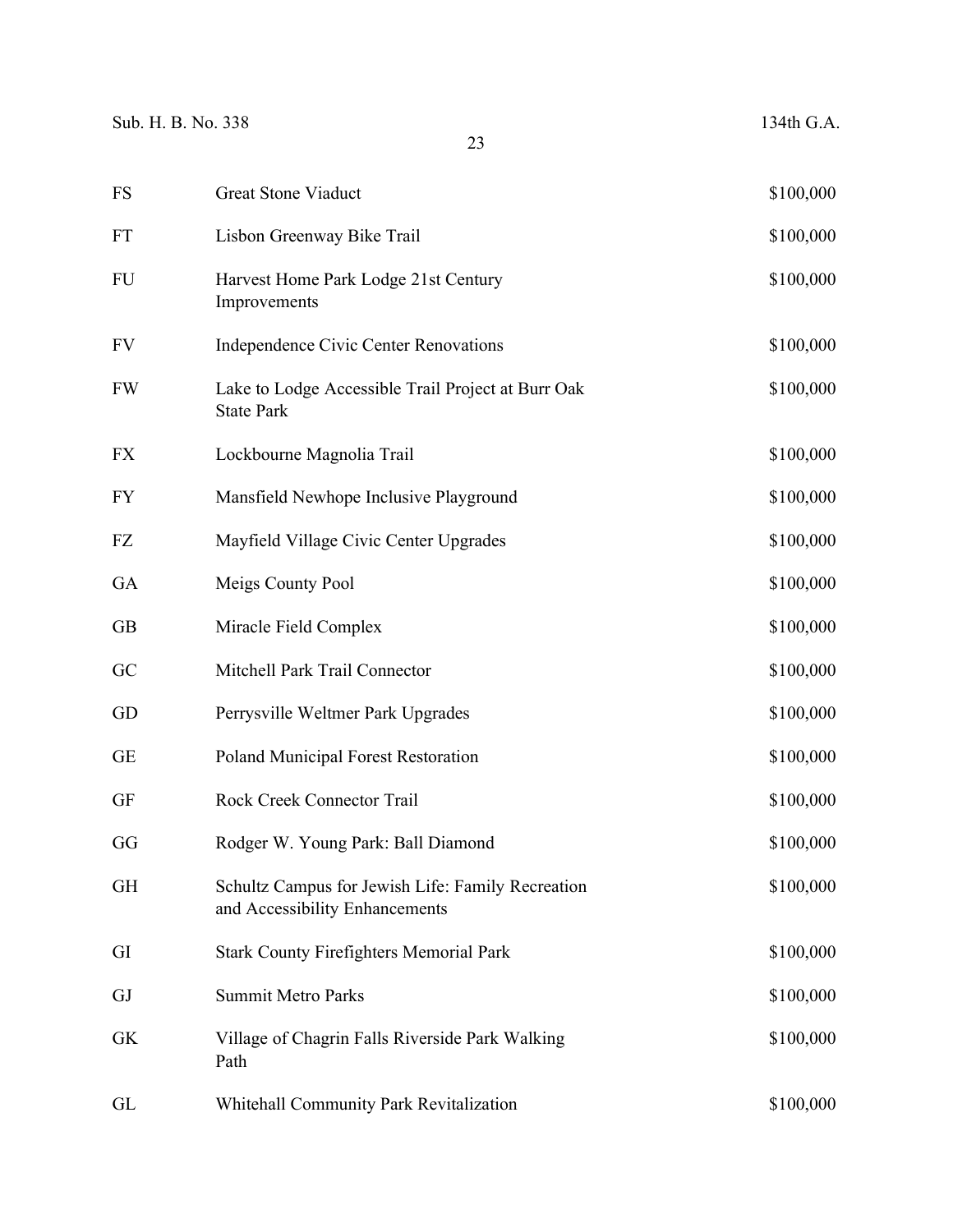| | | |
|---|---|---|
| FS | Great Stone Viaduct | $100,000 |
| FT | Lisbon Greenway Bike Trail | $100,000 |
| FU | Harvest Home Park Lodge 21st Century Improvements | $100,000 |
| FV | Independence Civic Center Renovations | $100,000 |
| FW | Lake to Lodge Accessible Trail Project at Burr Oak State Park | $100,000 |
| FX | Lockbourne Magnolia Trail | $100,000 |
| FY | Mansfield Newhope Inclusive Playground | $100,000 |
| FZ | Mayfield Village Civic Center Upgrades | $100,000 |
| GA | Meigs County Pool | $100,000 |
| GB | Miracle Field Complex | $100,000 |
| GC | Mitchell Park Trail Connector | $100,000 |
| GD | Perrysville Weltmer Park Upgrades | $100,000 |
| GE | Poland Municipal Forest Restoration | $100,000 |
| GF | Rock Creek Connector Trail | $100,000 |
| GG | Rodger W. Young Park: Ball Diamond | $100,000 |
| GH | Schultz Campus for Jewish Life: Family Recreation and Accessibility Enhancements | $100,000 |
| GI | Stark County Firefighters Memorial Park | $100,000 |
| GJ | Summit Metro Parks | $100,000 |
| GK | Village of Chagrin Falls Riverside Park Walking Path | $100,000 |
| GL | Whitehall Community Park Revitalization | $100,000 |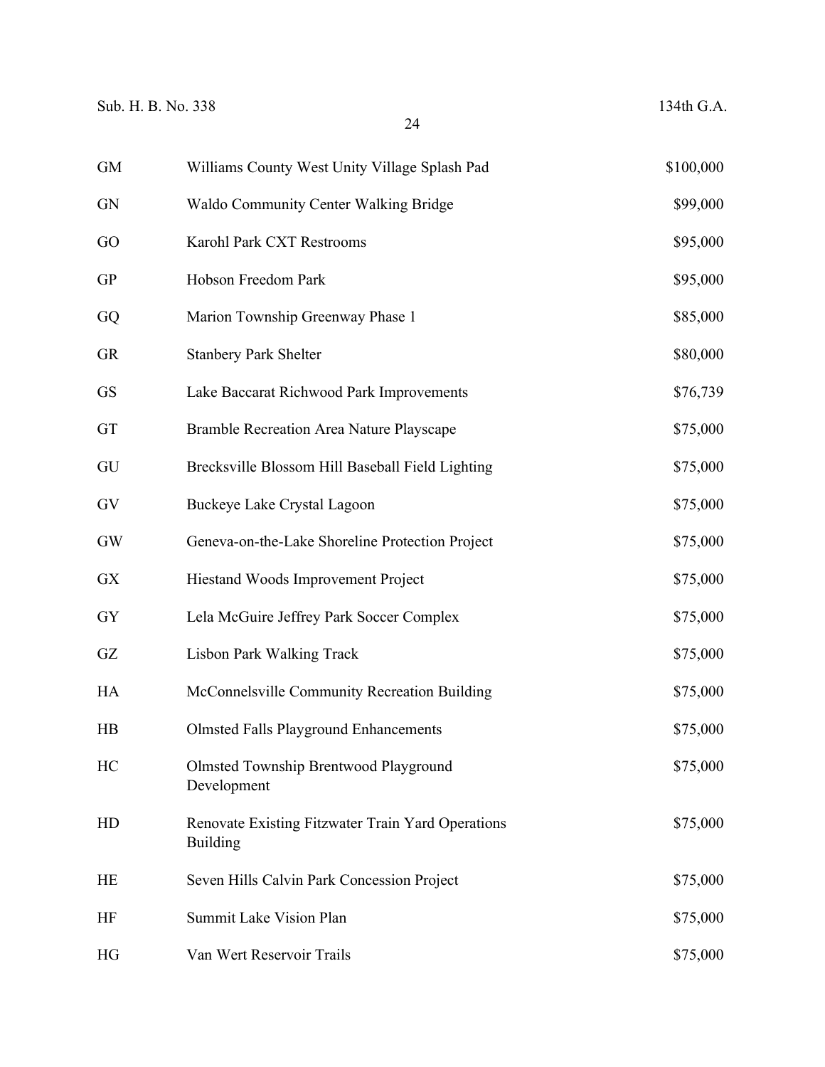| | | |
|---|---|---|
| GM | Williams County West Unity Village Splash Pad | $100,000 |
| GN | Waldo Community Center Walking Bridge | $99,000 |
| GO | Karohl Park CXT Restrooms | $95,000 |
| GP | Hobson Freedom Park | $95,000 |
| GQ | Marion Township Greenway Phase 1 | $85,000 |
| GR | Stanbery Park Shelter | $80,000 |
| GS | Lake Baccarat Richwood Park Improvements | $76,739 |
| GT | Bramble Recreation Area Nature Playscape | $75,000 |
| GU | Brecksville Blossom Hill Baseball Field Lighting | $75,000 |
| GV | Buckeye Lake Crystal Lagoon | $75,000 |
| GW | Geneva-on-the-Lake Shoreline Protection Project | $75,000 |
| GX | Hiestand Woods Improvement Project | $75,000 |
| GY | Lela McGuire Jeffrey Park Soccer Complex | $75,000 |
| GZ | Lisbon Park Walking Track | $75,000 |
| HA | McConnelsville Community Recreation Building | $75,000 |
| HB | Olmsted Falls Playground Enhancements | $75,000 |
| HC | Olmsted Township Brentwood Playground Development | $75,000 |
| HD | Renovate Existing Fitzwater Train Yard Operations Building | $75,000 |
| HE | Seven Hills Calvin Park Concession Project | $75,000 |
| HF | Summit Lake Vision Plan | $75,000 |
| HG | Van Wert Reservoir Trails | $75,000 |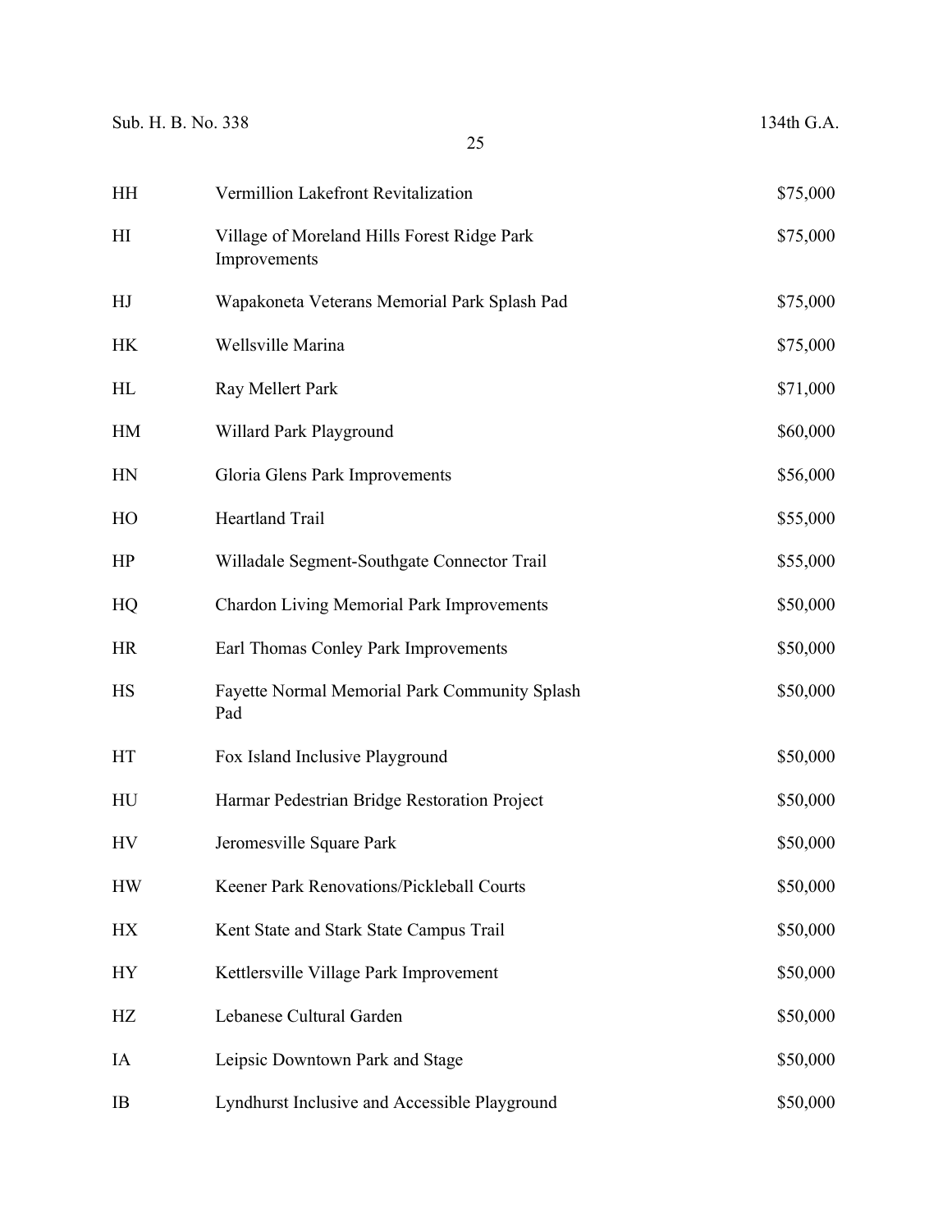| | | |
|---|---|---|
| HH | Vermillion Lakefront Revitalization | $75,000 |
| HI | Village of Moreland Hills Forest Ridge Park Improvements | $75,000 |
| HJ | Wapakoneta Veterans Memorial Park Splash Pad | $75,000 |
| HK | Wellsville Marina | $75,000 |
| HL | Ray Mellert Park | $71,000 |
| HM | Willard Park Playground | $60,000 |
| HN | Gloria Glens Park Improvements | $56,000 |
| HO | Heartland Trail | $55,000 |
| HP | Willadale Segment-Southgate Connector Trail | $55,000 |
| HQ | Chardon Living Memorial Park Improvements | $50,000 |
| HR | Earl Thomas Conley Park Improvements | $50,000 |
| HS | Fayette Normal Memorial Park Community Splash Pad | $50,000 |
| HT | Fox Island Inclusive Playground | $50,000 |
| HU | Harmar Pedestrian Bridge Restoration Project | $50,000 |
| HV | Jeromesville Square Park | $50,000 |
| HW | Keener Park Renovations/Pickleball Courts | $50,000 |
| HX | Kent State and Stark State Campus Trail | $50,000 |
| HY | Kettlersville Village Park Improvement | $50,000 |
| HZ | Lebanese Cultural Garden | $50,000 |
| IA | Leipsic Downtown Park and Stage | $50,000 |
| IB | Lyndhurst Inclusive and Accessible Playground | $50,000 |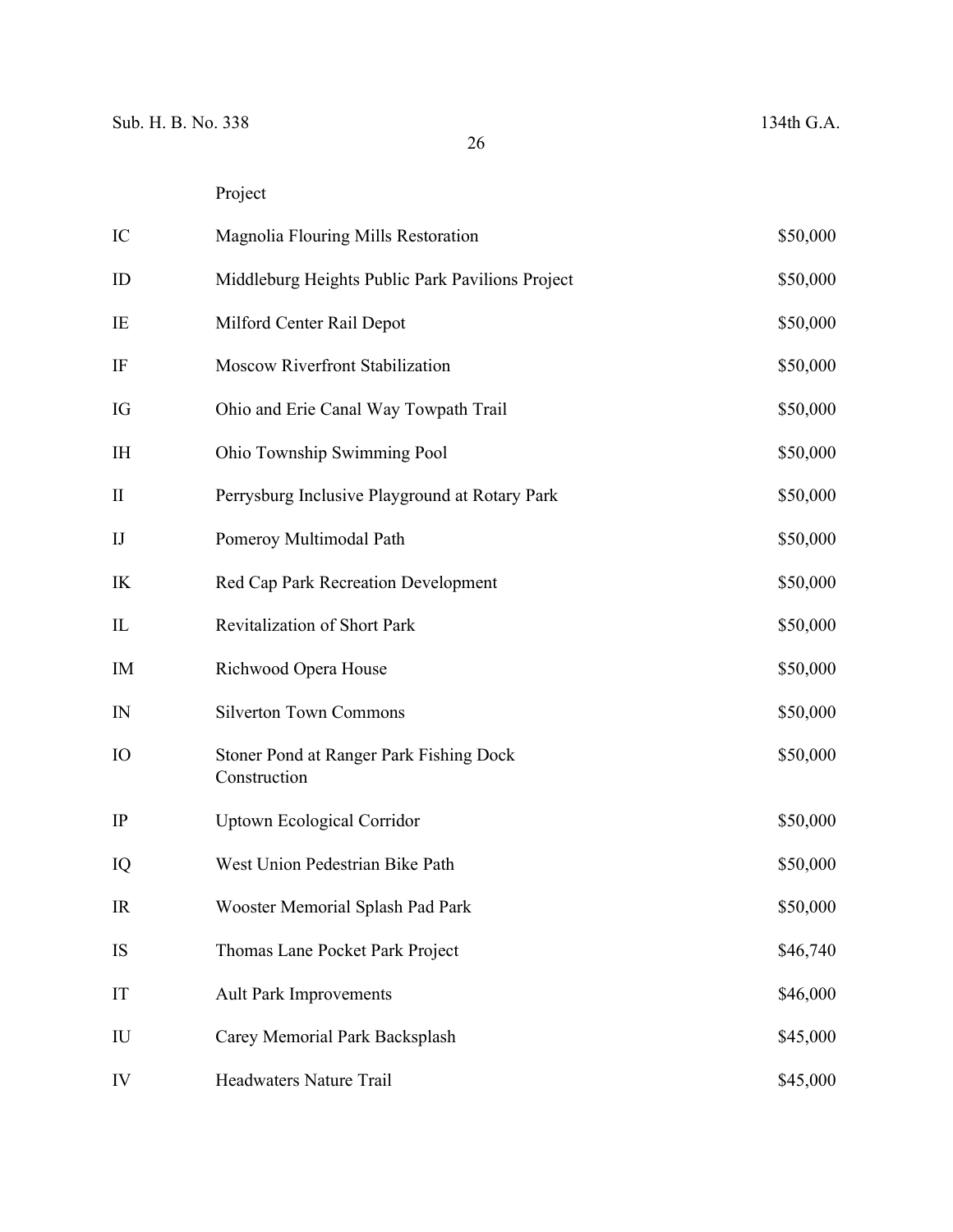| | Project | |
|---|---|---|
| IC | Magnolia Flouring Mills Restoration | $50,000 |
| ID | Middleburg Heights Public Park Pavilions Project | $50,000 |
| IE | Milford Center Rail Depot | $50,000 |
| IF | Moscow Riverfront Stabilization | $50,000 |
| IG | Ohio and Erie Canal Way Towpath Trail | $50,000 |
| IH | Ohio Township Swimming Pool | $50,000 |
| II | Perrysburg Inclusive Playground at Rotary Park | $50,000 |
| IJ | Pomeroy Multimodal Path | $50,000 |
| IK | Red Cap Park Recreation Development | $50,000 |
| IL | Revitalization of Short Park | $50,000 |
| IM | Richwood Opera House | $50,000 |
| IN | Silverton Town Commons | $50,000 |
| IO | Stoner Pond at Ranger Park Fishing Dock Construction | $50,000 |
| IP | Uptown Ecological Corridor | $50,000 |
| IQ | West Union Pedestrian Bike Path | $50,000 |
| IR | Wooster Memorial Splash Pad Park | $50,000 |
| IS | Thomas Lane Pocket Park Project | $46,740 |
| IT | Ault Park Improvements | $46,000 |
| IU | Carey Memorial Park Backsplash | $45,000 |
| IV | Headwaters Nature Trail | $45,000 |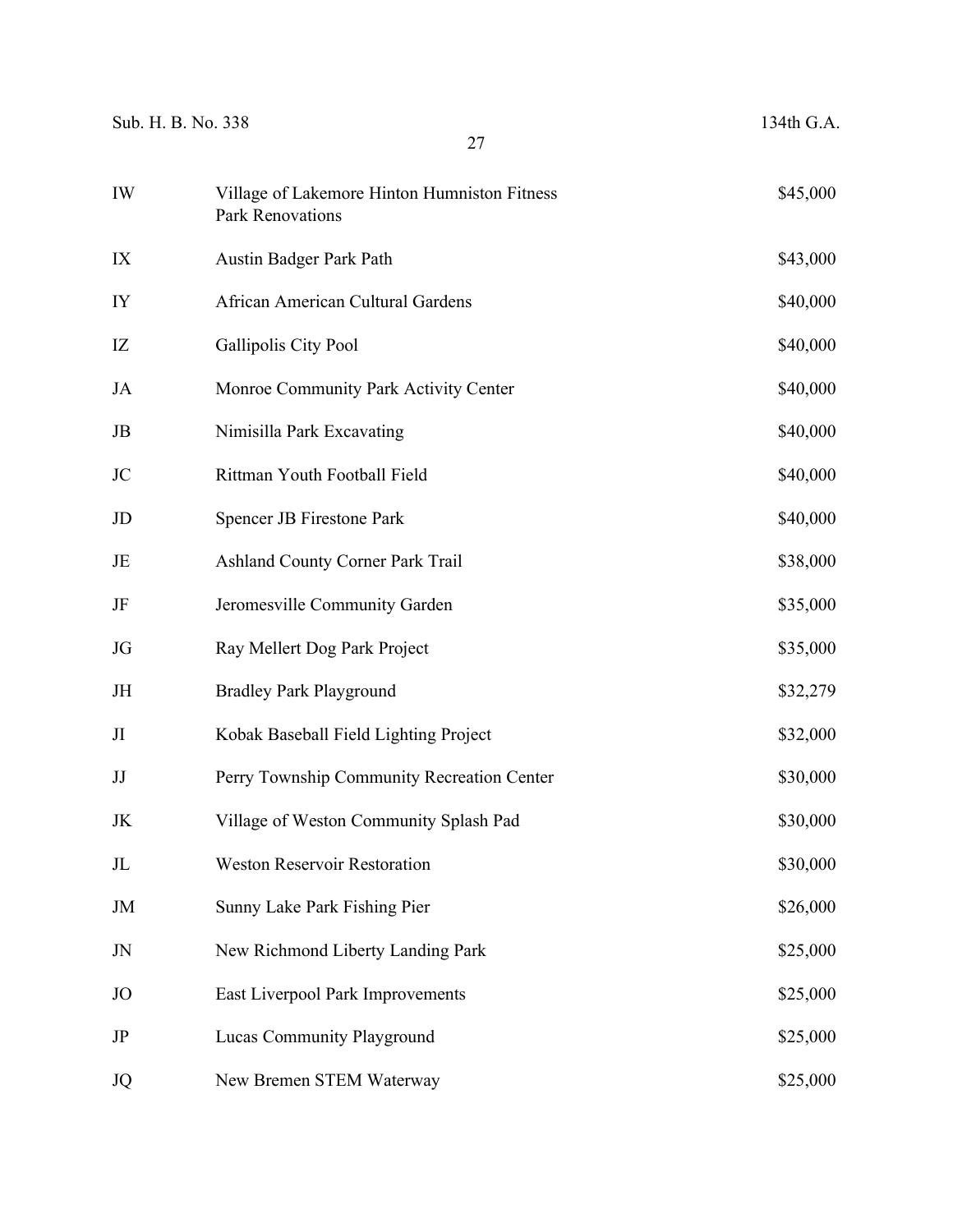| | | |
|---|---|---|
| IW | Village of Lakemore Hinton Humniston Fitness Park Renovations | $45,000 |
| IX | Austin Badger Park Path | $43,000 |
| IY | African American Cultural Gardens | $40,000 |
| IZ | Gallipolis City Pool | $40,000 |
| JA | Monroe Community Park Activity Center | $40,000 |
| JB | Nimisilla Park Excavating | $40,000 |
| JC | Rittman Youth Football Field | $40,000 |
| JD | Spencer JB Firestone Park | $40,000 |
| JE | Ashland County Corner Park Trail | $38,000 |
| JF | Jeromesville Community Garden | $35,000 |
| JG | Ray Mellert Dog Park Project | $35,000 |
| JH | Bradley Park Playground | $32,279 |
| JI | Kobak Baseball Field Lighting Project | $32,000 |
| JJ | Perry Township Community Recreation Center | $30,000 |
| JK | Village of Weston Community Splash Pad | $30,000 |
| JL | Weston Reservoir Restoration | $30,000 |
| JM | Sunny Lake Park Fishing Pier | $26,000 |
| JN | New Richmond Liberty Landing Park | $25,000 |
| JO | East Liverpool Park Improvements | $25,000 |
| JP | Lucas Community Playground | $25,000 |
| JQ | New Bremen STEM Waterway | $25,000 |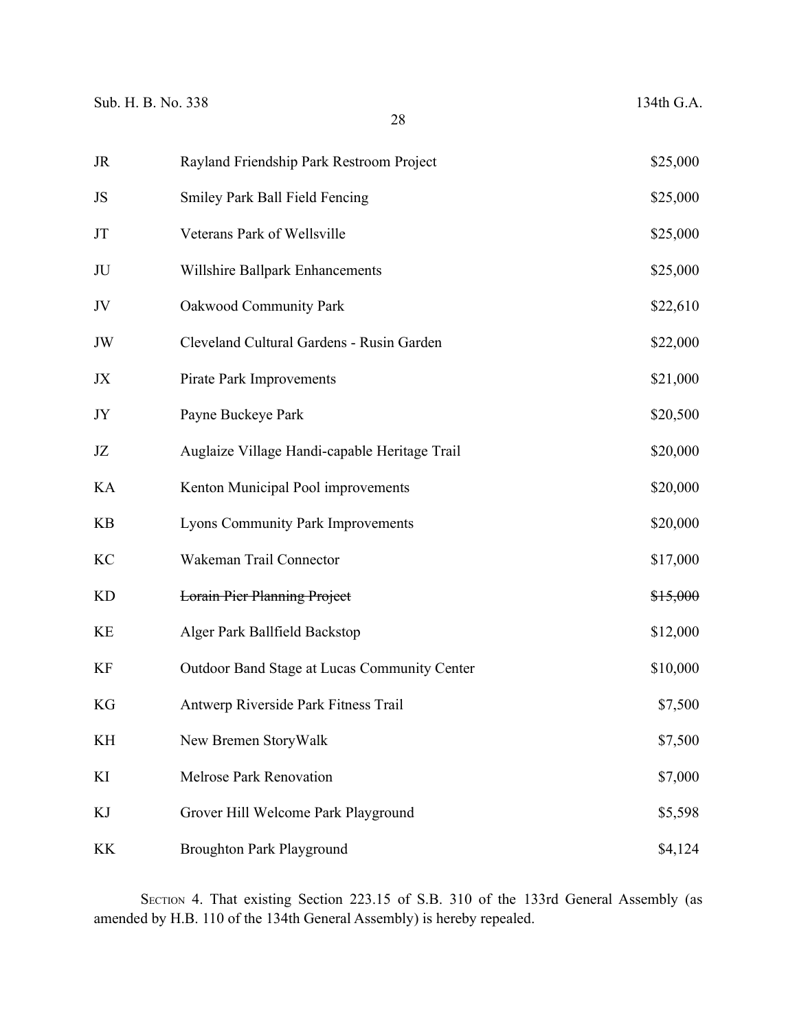| | | |
|---|---|---|
| JR | Rayland Friendship Park Restroom Project | $25,000 |
| JS | Smiley Park Ball Field Fencing | $25,000 |
| JT | Veterans Park of Wellsville | $25,000 |
| JU | Willshire Ballpark Enhancements | $25,000 |
| JV | Oakwood Community Park | $22,610 |
| JW | Cleveland Cultural Gardens - Rusin Garden | $22,000 |
| JX | Pirate Park Improvements | $21,000 |
| JY | Payne Buckeye Park | $20,500 |
| JZ | Auglaize Village Handi-capable Heritage Trail | $20,000 |
| KA | Kenton Municipal Pool improvements | $20,000 |
| KB | Lyons Community Park Improvements | $20,000 |
| KC | Wakeman Trail Connector | $17,000 |
| KD | ~~Lorain Pier Planning Project~~ | ~~$15,000~~ |
| KE | Alger Park Ballfield Backstop | $12,000 |
| KF | Outdoor Band Stage at Lucas Community Center | $10,000 |
| KG | Antwerp Riverside Park Fitness Trail | $7,500 |
| KH | New Bremen StoryWalk | $7,500 |
| KI | Melrose Park Renovation | $7,000 |
| KJ | Grover Hill Welcome Park Playground | $5,598 |
| KK | Broughton Park Playground | $4,124 |

SECTION 4. That existing Section 223.15 of S.B. 310 of the 133rd General Assembly (as amended by H.B. 110 of the 134th General Assembly) is hereby repealed.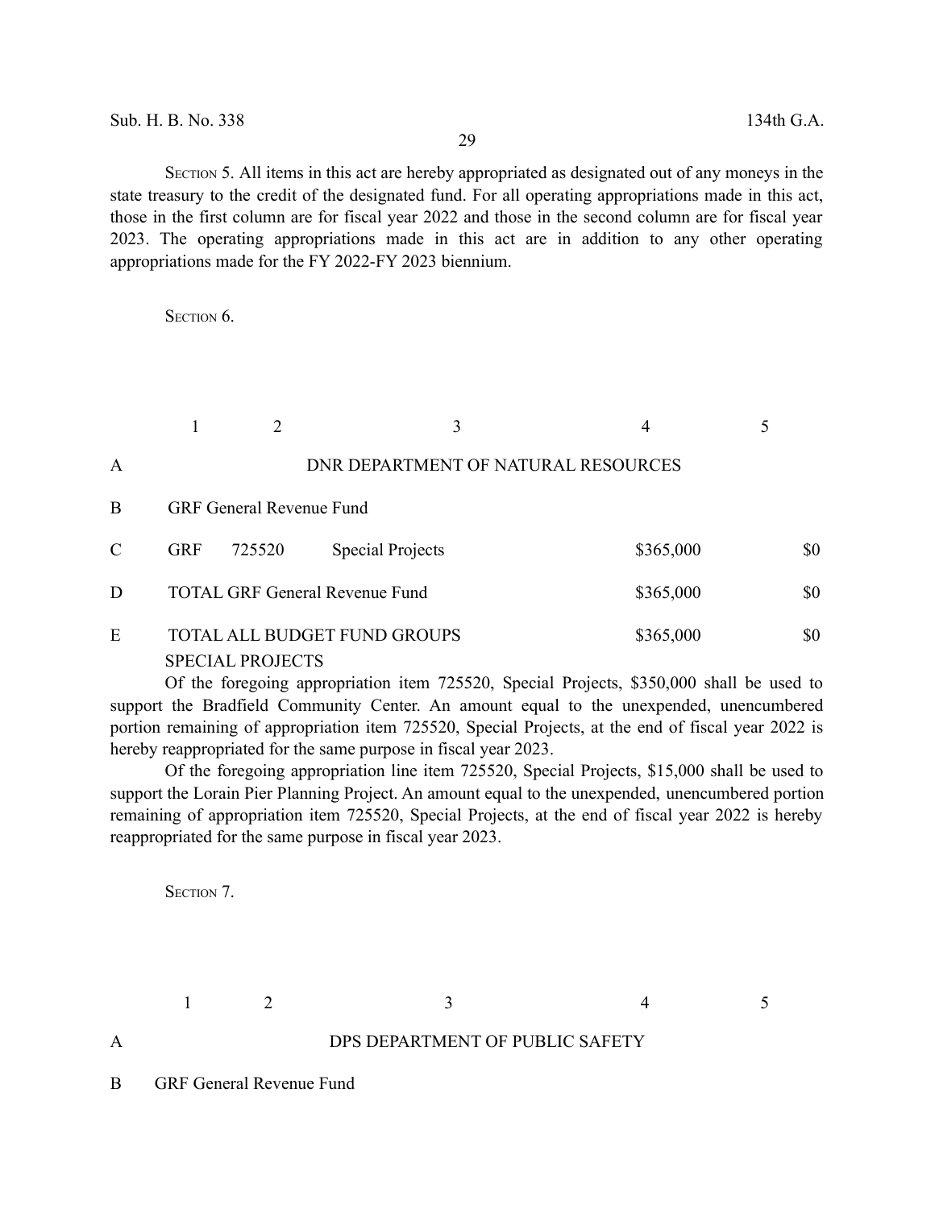SECTION 5. All items in this act are hereby appropriated as designated out of any moneys in the state treasury to the credit of the designated fund. For all operating appropriations made in this act, those in the first column are for fiscal year 2022 and those in the second column are for fiscal year 2023. The operating appropriations made in this act are in addition to any other operating appropriations made for the FY 2022-FY 2023 biennium.

SECTION 6.

| | 1 | 2 | 3 | 4 | 5 |
|---|---|---|---|---|---|
| A | DNR DEPARTMENT OF NATURAL RESOURCES | | | | |
| B | GRF General Revenue Fund | | | | |
| C | GRF | 725520 | Special Projects | $365,000 | $0 |
| D | TOTAL GRF General Revenue Fund | | | $365,000 | $0 |
| E | TOTAL ALL BUDGET FUND GROUPS | | | $365,000 | $0 |

SPECIAL PROJECTS

Of the foregoing appropriation item 725520, Special Projects, $350,000 shall be used to support the Bradfield Community Center. An amount equal to the unexpended, unencumbered portion remaining of appropriation item 725520, Special Projects, at the end of fiscal year 2022 is hereby reappropriated for the same purpose in fiscal year 2023.

Of the foregoing appropriation line item 725520, Special Projects, $15,000 shall be used to support the Lorain Pier Planning Project. An amount equal to the unexpended, unencumbered portion remaining of appropriation item 725520, Special Projects, at the end of fiscal year 2022 is hereby reappropriated for the same purpose in fiscal year 2023.

SECTION 7.

| | 1 | 2 | 3 | 4 | 5 |
|---|---|---|---|---|---|
| A | DPS DEPARTMENT OF PUBLIC SAFETY | | | | |
| B | GRF General Revenue Fund | | | | |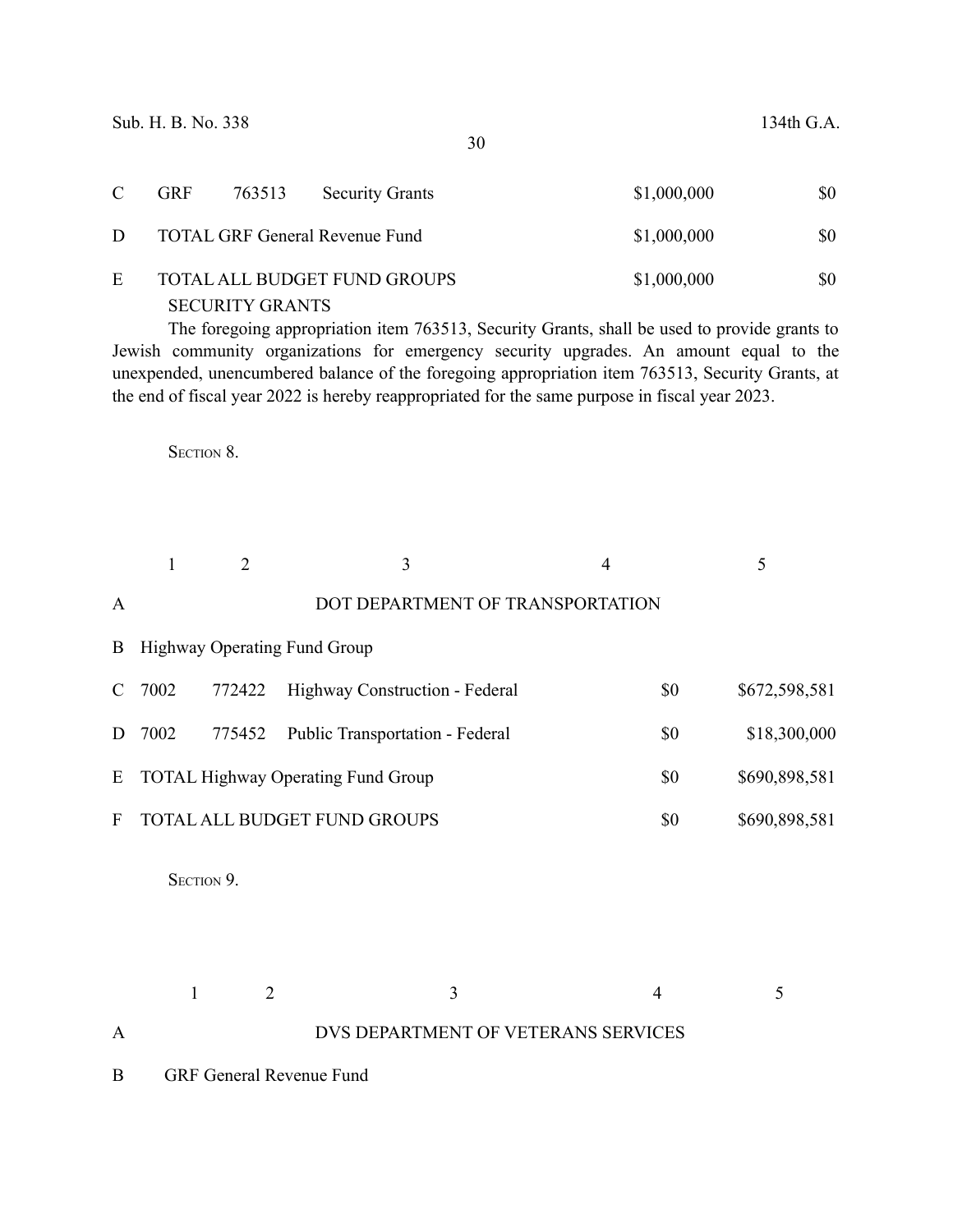| | | | | | |
|---|---|---|---|---|---|
| C | GRF | 763513 | Security Grants | $1,000,000 | $0 |
| D | TOTAL GRF General Revenue Fund | | | $1,000,000 | $0 |
| E | TOTAL ALL BUDGET FUND GROUPS | | | $1,000,000 | $0 |

SECURITY GRANTS

The foregoing appropriation item 763513, Security Grants, shall be used to provide grants to Jewish community organizations for emergency security upgrades. An amount equal to the unexpended, unencumbered balance of the foregoing appropriation item 763513, Security Grants, at the end of fiscal year 2022 is hereby reappropriated for the same purpose in fiscal year 2023.

SECTION 8.

| | 1 | 2 | 3 | 4 | 5 |
|---|---|---|---|---|---|
| A | DOT DEPARTMENT OF TRANSPORTATION | | | | |
| B | Highway Operating Fund Group | | | | |
| C | 7002 | 772422 | Highway Construction - Federal | $0 | $672,598,581 |
| D | 7002 | 775452 | Public Transportation - Federal | $0 | $18,300,000 |
| E | TOTAL Highway Operating Fund Group | | | $0 | $690,898,581 |
| F | TOTAL ALL BUDGET FUND GROUPS | | | $0 | $690,898,581 |

SECTION 9.

| | 1 | 2 | 3 | 4 | 5 |
|---|---|---|---|---|---|
| A | DVS DEPARTMENT OF VETERANS SERVICES | | | | |
| B | GRF General Revenue Fund | | | | |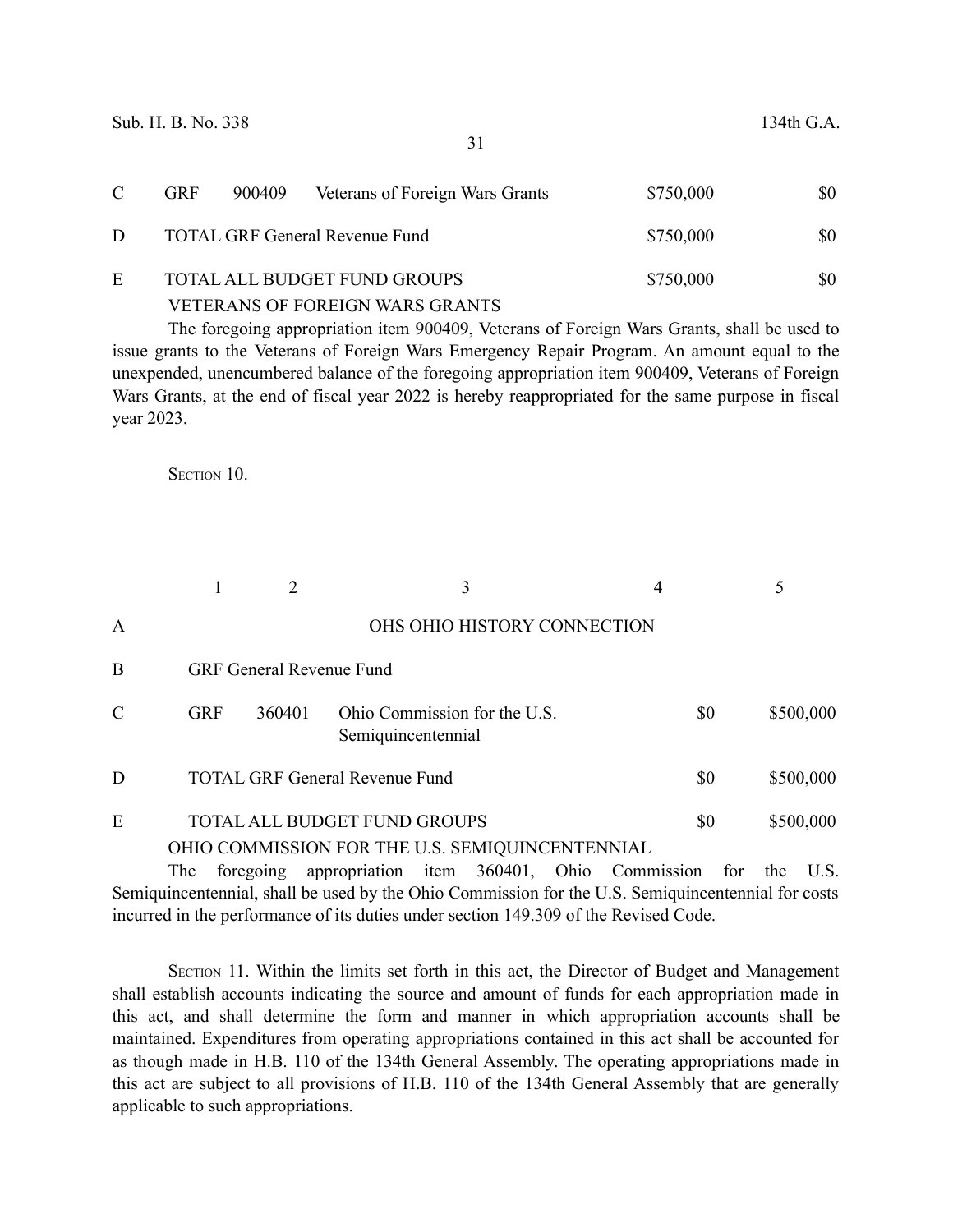| | | | | |
|---|---|---|---|---|
| C | GRF | 900409 Veterans of Foreign Wars Grants | $750,000 | $0 |
| D | TOTAL GRF General Revenue Fund | | $750,000 | $0 |
| E | TOTAL ALL BUDGET FUND GROUPS | | $750,000 | $0 |

VETERANS OF FOREIGN WARS GRANTS

The foregoing appropriation item 900409, Veterans of Foreign Wars Grants, shall be used to issue grants to the Veterans of Foreign Wars Emergency Repair Program. An amount equal to the unexpended, unencumbered balance of the foregoing appropriation item 900409, Veterans of Foreign Wars Grants, at the end of fiscal year 2022 is hereby reappropriated for the same purpose in fiscal year 2023.

SECTION 10.

| | 1 | 2 | 3 | 4 | 5 |
|---|---|---|---|---|---|
| A | | | OHS OHIO HISTORY CONNECTION | | |
| B | GRF General Revenue Fund | | | | |
| C | GRF | 360401 | Ohio Commission for the U.S. Semiquincentennial | $0 | $500,000 |
| D | TOTAL GRF General Revenue Fund | | | $0 | $500,000 |
| E | TOTAL ALL BUDGET FUND GROUPS | | | $0 | $500,000 |

OHIO COMMISSION FOR THE U.S. SEMIQUINCENTENNIAL

The foregoing appropriation item 360401, Ohio Commission for the U.S. Semiquincentennial, shall be used by the Ohio Commission for the U.S. Semiquincentennial for costs incurred in the performance of its duties under section 149.309 of the Revised Code.

SECTION 11. Within the limits set forth in this act, the Director of Budget and Management shall establish accounts indicating the source and amount of funds for each appropriation made in this act, and shall determine the form and manner in which appropriation accounts shall be maintained. Expenditures from operating appropriations contained in this act shall be accounted for as though made in H.B. 110 of the 134th General Assembly. The operating appropriations made in this act are subject to all provisions of H.B. 110 of the 134th General Assembly that are generally applicable to such appropriations.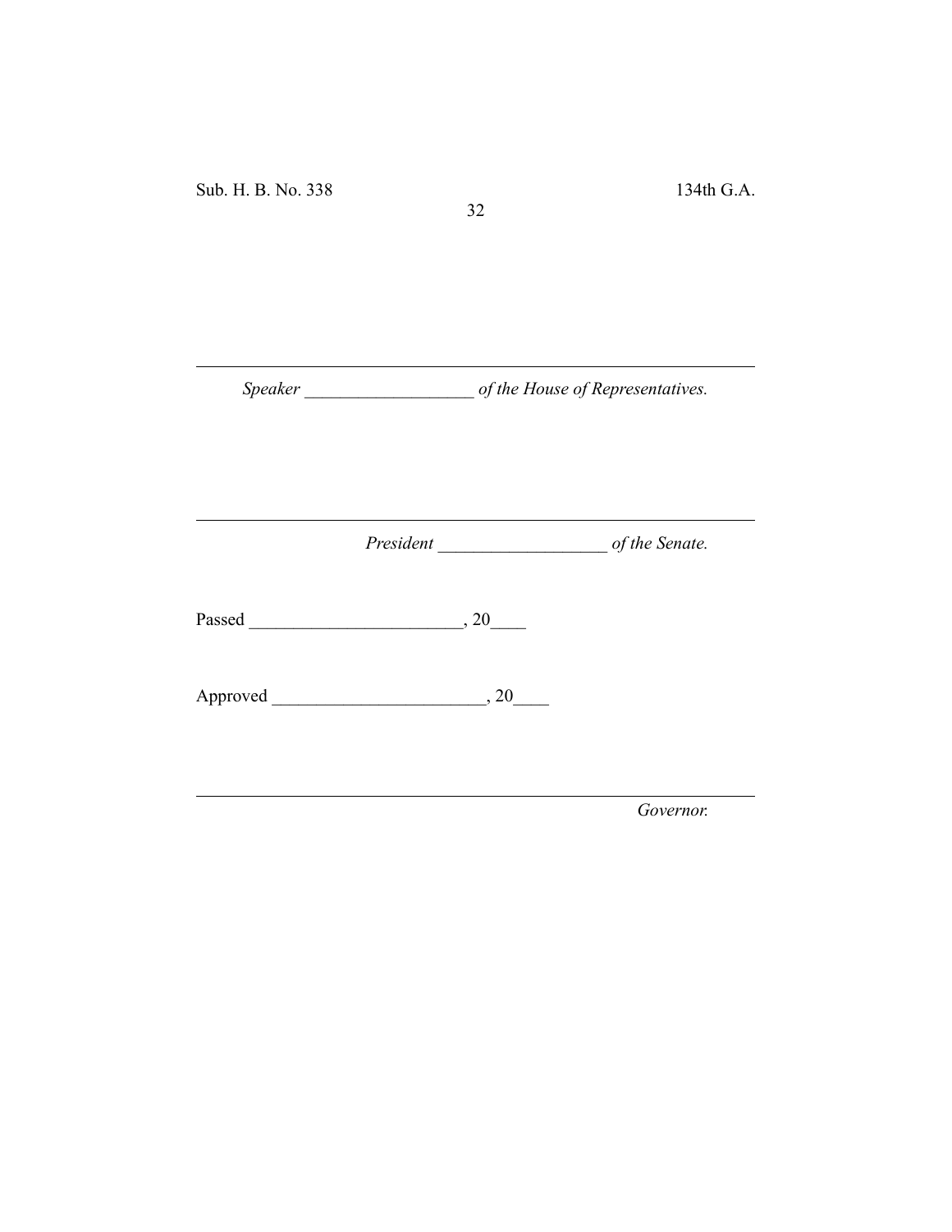___________________________________________________________

*Speaker* ___________________ *of the House of Representatives.*

___________________________________________________________

*President* ___________________ *of the Senate.*

Passed ________________________, 20____

Approved ________________________, 20____

___________________________________________________________

*Governor.*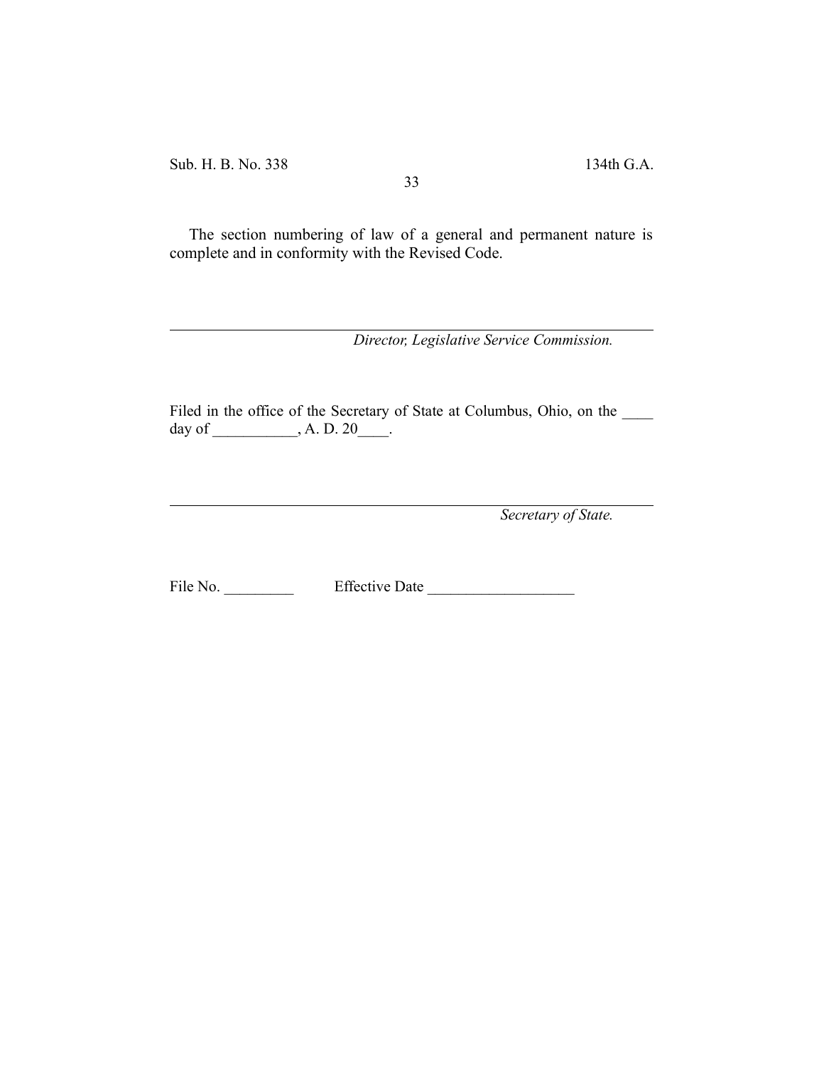The section numbering of law of a general and permanent nature is complete and in conformity with the Revised Code.

______________________________________

*Director, Legislative Service Commission.*

Filed in the office of the Secretary of State at Columbus, Ohio, on the ____ day of ___________, A. D. 20____.

______________________________________

*Secretary of State.*

File No. _________ Effective Date ___________________